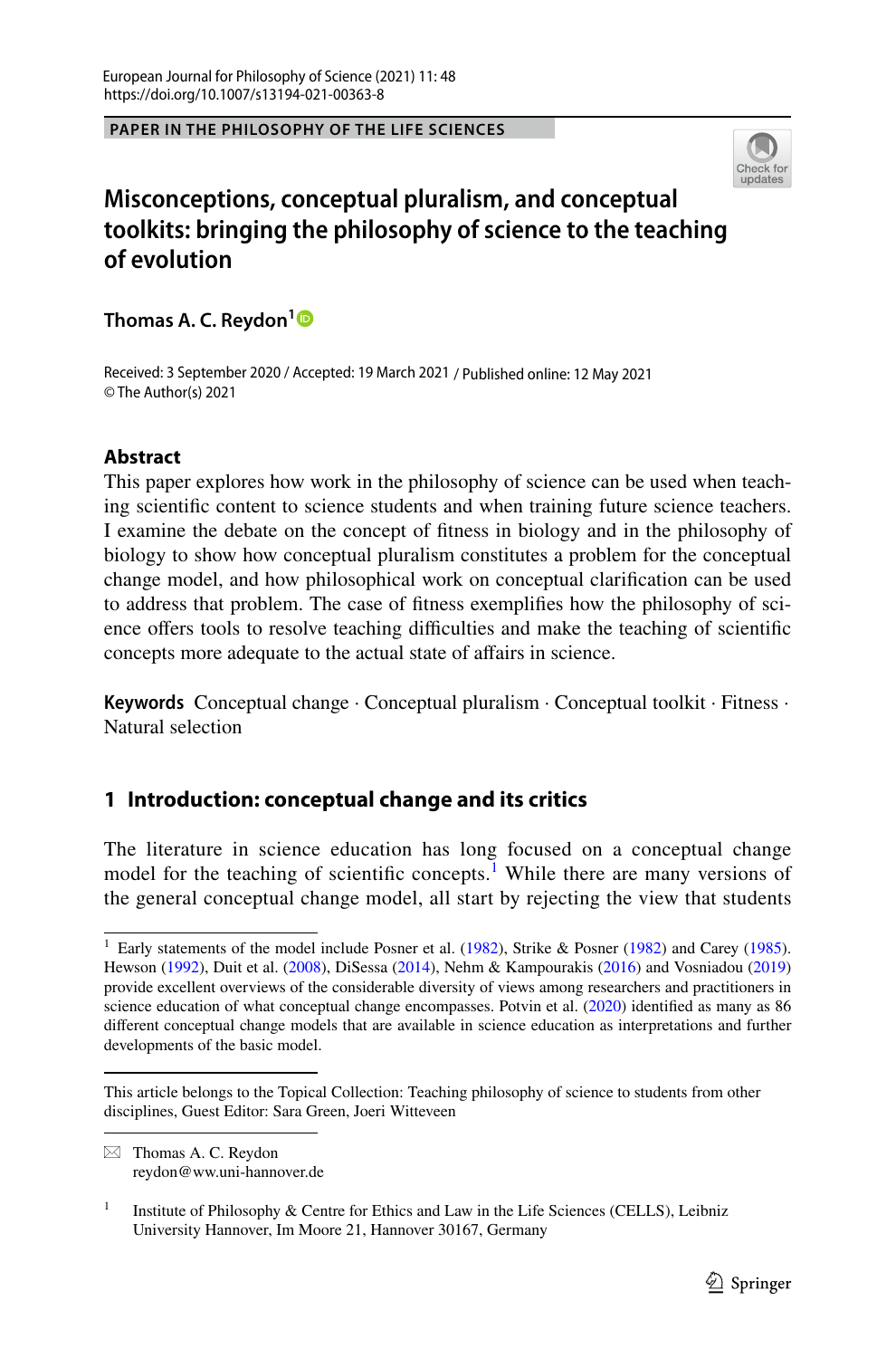PAPER IN THE PHILOSOPHY OF THE LIFE SCIENCES

# Misconceptions, conceptual pluralism, and conceptual toolkits: bringing the philosophy of science to the teaching of evolution

**Thomas A. C. Reydon**[1]

Received: 3 September 2020 / Accepted: 19 March 2021 / Published online: 12 May 2021
© The Author(s) 2021

## Abstract

This paper explores how work in the philosophy of science can be used when teaching scientific content to science students and when training future science teachers. I examine the debate on the concept of fitness in biology and in the philosophy of biology to show how conceptual pluralism constitutes a problem for the conceptual change model, and how philosophical work on conceptual clarification can be used to address that problem. The case of fitness exemplifies how the philosophy of science offers tools to resolve teaching difficulties and make the teaching of scientific concepts more adequate to the actual state of affairs in science.

**Keywords** Conceptual change · Conceptual pluralism · Conceptual toolkit · Fitness · Natural selection

## 1 Introduction: conceptual change and its critics

The literature in science education has long focused on a conceptual change model for the teaching of scientific concepts.[1] While there are many versions of the general conceptual change model, all start by rejecting the view that students

---

[1] Early statements of the model include Posner et al. (1982), Strike & Posner (1982) and Carey (1985). Hewson (1992), Duit et al. (2008), DiSessa (2014), Nehm & Kampourakis (2016) and Vosniadou (2019) provide excellent overviews of the considerable diversity of views among researchers and practitioners in science education of what conceptual change encompasses. Potvin et al. (2020) identified as many as 86 different conceptual change models that are available in science education as interpretations and further developments of the basic model.

This article belongs to the Topical Collection: Teaching philosophy of science to students from other disciplines, Guest Editor: Sara Green, Joeri Witteveen

✉ Thomas A. C. Reydon
reydon@ww.uni-hannover.de

[1] Institute of Philosophy & Centre for Ethics and Law in the Life Sciences (CELLS), Leibniz University Hannover, Im Moore 21, Hannover 30167, Germany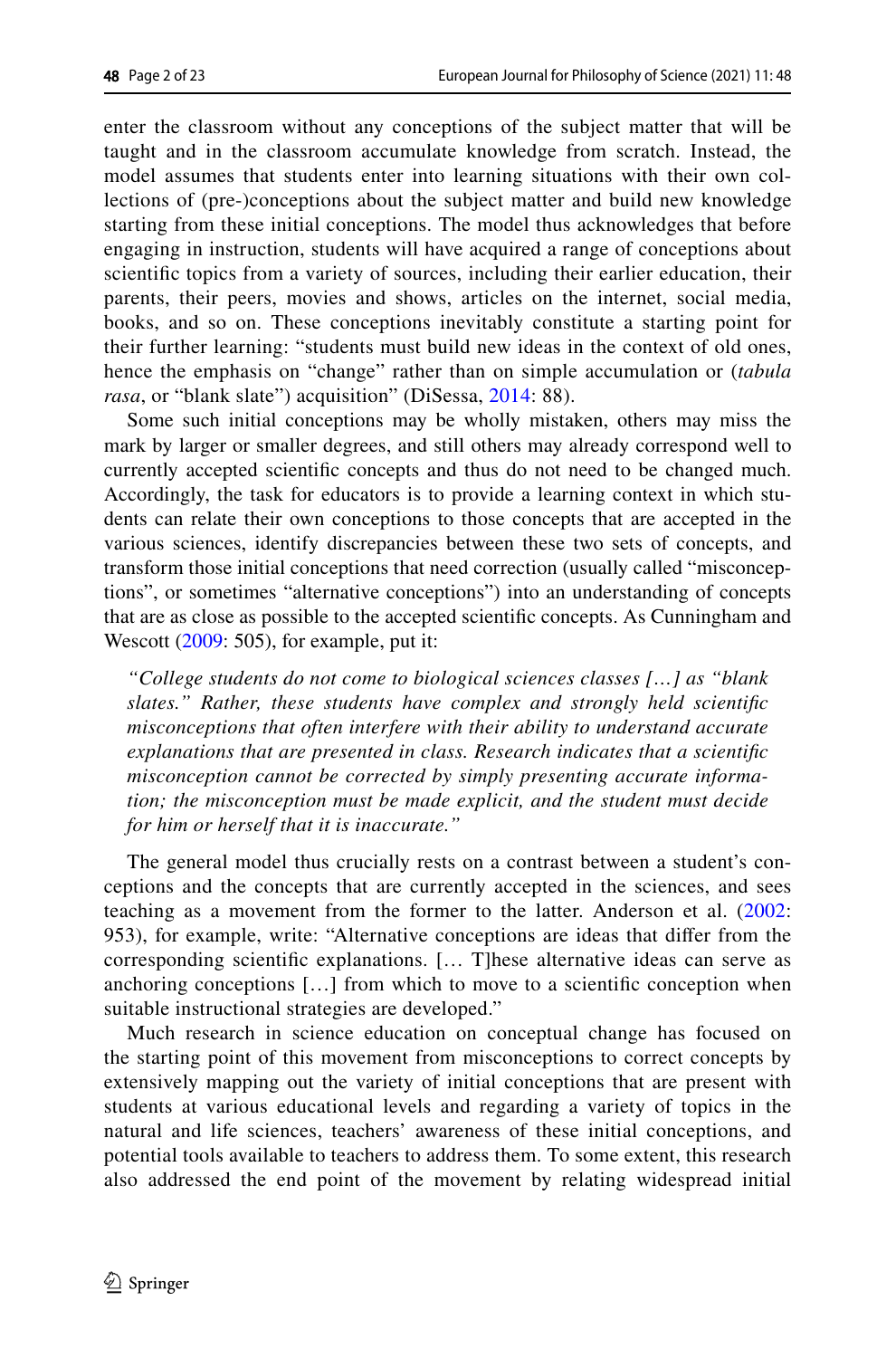enter the classroom without any conceptions of the subject matter that will be taught and in the classroom accumulate knowledge from scratch. Instead, the model assumes that students enter into learning situations with their own collections of (pre-)conceptions about the subject matter and build new knowledge starting from these initial conceptions. The model thus acknowledges that before engaging in instruction, students will have acquired a range of conceptions about scientific topics from a variety of sources, including their earlier education, their parents, their peers, movies and shows, articles on the internet, social media, books, and so on. These conceptions inevitably constitute a starting point for their further learning: "students must build new ideas in the context of old ones, hence the emphasis on "change" rather than on simple accumulation or (*tabula rasa*, or "blank slate") acquisition" (DiSessa, 2014: 88).

Some such initial conceptions may be wholly mistaken, others may miss the mark by larger or smaller degrees, and still others may already correspond well to currently accepted scientific concepts and thus do not need to be changed much. Accordingly, the task for educators is to provide a learning context in which students can relate their own conceptions to those concepts that are accepted in the various sciences, identify discrepancies between these two sets of concepts, and transform those initial conceptions that need correction (usually called "misconceptions", or sometimes "alternative conceptions") into an understanding of concepts that are as close as possible to the accepted scientific concepts. As Cunningham and Wescott (2009: 505), for example, put it:

> *"College students do not come to biological sciences classes […] as "blank slates." Rather, these students have complex and strongly held scientific misconceptions that often interfere with their ability to understand accurate explanations that are presented in class. Research indicates that a scientific misconception cannot be corrected by simply presenting accurate information; the misconception must be made explicit, and the student must decide for him or herself that it is inaccurate."*

The general model thus crucially rests on a contrast between a student's conceptions and the concepts that are currently accepted in the sciences, and sees teaching as a movement from the former to the latter. Anderson et al. (2002: 953), for example, write: "Alternative conceptions are ideas that differ from the corresponding scientific explanations. [… T]hese alternative ideas can serve as anchoring conceptions […] from which to move to a scientific conception when suitable instructional strategies are developed."

Much research in science education on conceptual change has focused on the starting point of this movement from misconceptions to correct concepts by extensively mapping out the variety of initial conceptions that are present with students at various educational levels and regarding a variety of topics in the natural and life sciences, teachers' awareness of these initial conceptions, and potential tools available to teachers to address them. To some extent, this research also addressed the end point of the movement by relating widespread initial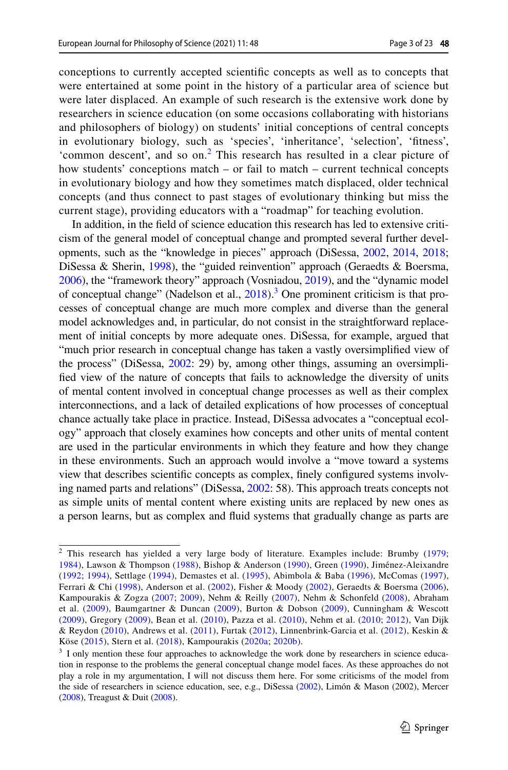conceptions to currently accepted scientific concepts as well as to concepts that were entertained at some point in the history of a particular area of science but were later displaced. An example of such research is the extensive work done by researchers in science education (on some occasions collaborating with historians and philosophers of biology) on students' initial conceptions of central concepts in evolutionary biology, such as 'species', 'inheritance', 'selection', 'fitness', 'common descent', and so on.[2] This research has resulted in a clear picture of how students' conceptions match – or fail to match – current technical concepts in evolutionary biology and how they sometimes match displaced, older technical concepts (and thus connect to past stages of evolutionary thinking but miss the current stage), providing educators with a "roadmap" for teaching evolution.

In addition, in the field of science education this research has led to extensive criticism of the general model of conceptual change and prompted several further developments, such as the "knowledge in pieces" approach (DiSessa, 2002, 2014, 2018; DiSessa & Sherin, 1998), the "guided reinvention" approach (Geraedts & Boersma, 2006), the "framework theory" approach (Vosniadou, 2019), and the "dynamic model of conceptual change" (Nadelson et al., 2018).[3] One prominent criticism is that processes of conceptual change are much more complex and diverse than the general model acknowledges and, in particular, do not consist in the straightforward replacement of initial concepts by more adequate ones. DiSessa, for example, argued that "much prior research in conceptual change has taken a vastly oversimplified view of the process" (DiSessa, 2002: 29) by, among other things, assuming an oversimplified view of the nature of concepts that fails to acknowledge the diversity of units of mental content involved in conceptual change processes as well as their complex interconnections, and a lack of detailed explications of how processes of conceptual chance actually take place in practice. Instead, DiSessa advocates a "conceptual ecology" approach that closely examines how concepts and other units of mental content are used in the particular environments in which they feature and how they change in these environments. Such an approach would involve a "move toward a systems view that describes scientific concepts as complex, finely configured systems involving named parts and relations" (DiSessa, 2002: 58). This approach treats concepts not as simple units of mental content where existing units are replaced by new ones as a person learns, but as complex and fluid systems that gradually change as parts are

---

[2] This research has yielded a very large body of literature. Examples include: Brumby (1979; 1984), Lawson & Thompson (1988), Bishop & Anderson (1990), Green (1990), Jiménez-Aleixandre (1992; 1994), Settlage (1994), Demastes et al. (1995), Abimbola & Baba (1996), McComas (1997), Ferrari & Chi (1998), Anderson et al. (2002), Fisher & Moody (2002), Geraedts & Boersma (2006), Kampourakis & Zogza (2007; 2009), Nehm & Reilly (2007), Nehm & Schonfeld (2008), Abraham et al. (2009), Baumgartner & Duncan (2009), Burton & Dobson (2009), Cunningham & Wescott (2009), Gregory (2009), Bean et al. (2010), Pazza et al. (2010), Nehm et al. (2010; 2012), Van Dijk & Reydon (2010), Andrews et al. (2011), Furtak (2012), Linnenbrink-Garcia et al. (2012), Keskin & Köse (2015), Stern et al. (2018), Kampourakis (2020a; 2020b).

[3] I only mention these four approaches to acknowledge the work done by researchers in science education in response to the problems the general conceptual change model faces. As these approaches do not play a role in my argumentation, I will not discuss them here. For some criticisms of the model from the side of researchers in science education, see, e.g., DiSessa (2002), Limón & Mason (2002), Mercer (2008), Treagust & Duit (2008).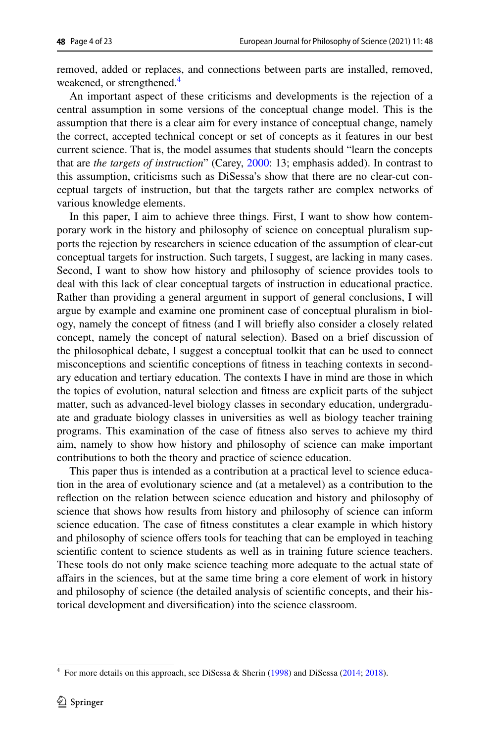removed, added or replaces, and connections between parts are installed, removed, weakened, or strengthened.[4]

An important aspect of these criticisms and developments is the rejection of a central assumption in some versions of the conceptual change model. This is the assumption that there is a clear aim for every instance of conceptual change, namely the correct, accepted technical concept or set of concepts as it features in our best current science. That is, the model assumes that students should "learn the concepts that are *the targets of instruction*" (Carey, 2000: 13; emphasis added). In contrast to this assumption, criticisms such as DiSessa's show that there are no clear-cut conceptual targets of instruction, but that the targets rather are complex networks of various knowledge elements.

In this paper, I aim to achieve three things. First, I want to show how contemporary work in the history and philosophy of science on conceptual pluralism supports the rejection by researchers in science education of the assumption of clear-cut conceptual targets for instruction. Such targets, I suggest, are lacking in many cases. Second, I want to show how history and philosophy of science provides tools to deal with this lack of clear conceptual targets of instruction in educational practice. Rather than providing a general argument in support of general conclusions, I will argue by example and examine one prominent case of conceptual pluralism in biology, namely the concept of fitness (and I will briefly also consider a closely related concept, namely the concept of natural selection). Based on a brief discussion of the philosophical debate, I suggest a conceptual toolkit that can be used to connect misconceptions and scientific conceptions of fitness in teaching contexts in secondary education and tertiary education. The contexts I have in mind are those in which the topics of evolution, natural selection and fitness are explicit parts of the subject matter, such as advanced-level biology classes in secondary education, undergraduate and graduate biology classes in universities as well as biology teacher training programs. This examination of the case of fitness also serves to achieve my third aim, namely to show how history and philosophy of science can make important contributions to both the theory and practice of science education.

This paper thus is intended as a contribution at a practical level to science education in the area of evolutionary science and (at a metalevel) as a contribution to the reflection on the relation between science education and history and philosophy of science that shows how results from history and philosophy of science can inform science education. The case of fitness constitutes a clear example in which history and philosophy of science offers tools for teaching that can be employed in teaching scientific content to science students as well as in training future science teachers. These tools do not only make science teaching more adequate to the actual state of affairs in the sciences, but at the same time bring a core element of work in history and philosophy of science (the detailed analysis of scientific concepts, and their historical development and diversification) into the science classroom.

---

[4] For more details on this approach, see DiSessa & Sherin (1998) and DiSessa (2014; 2018).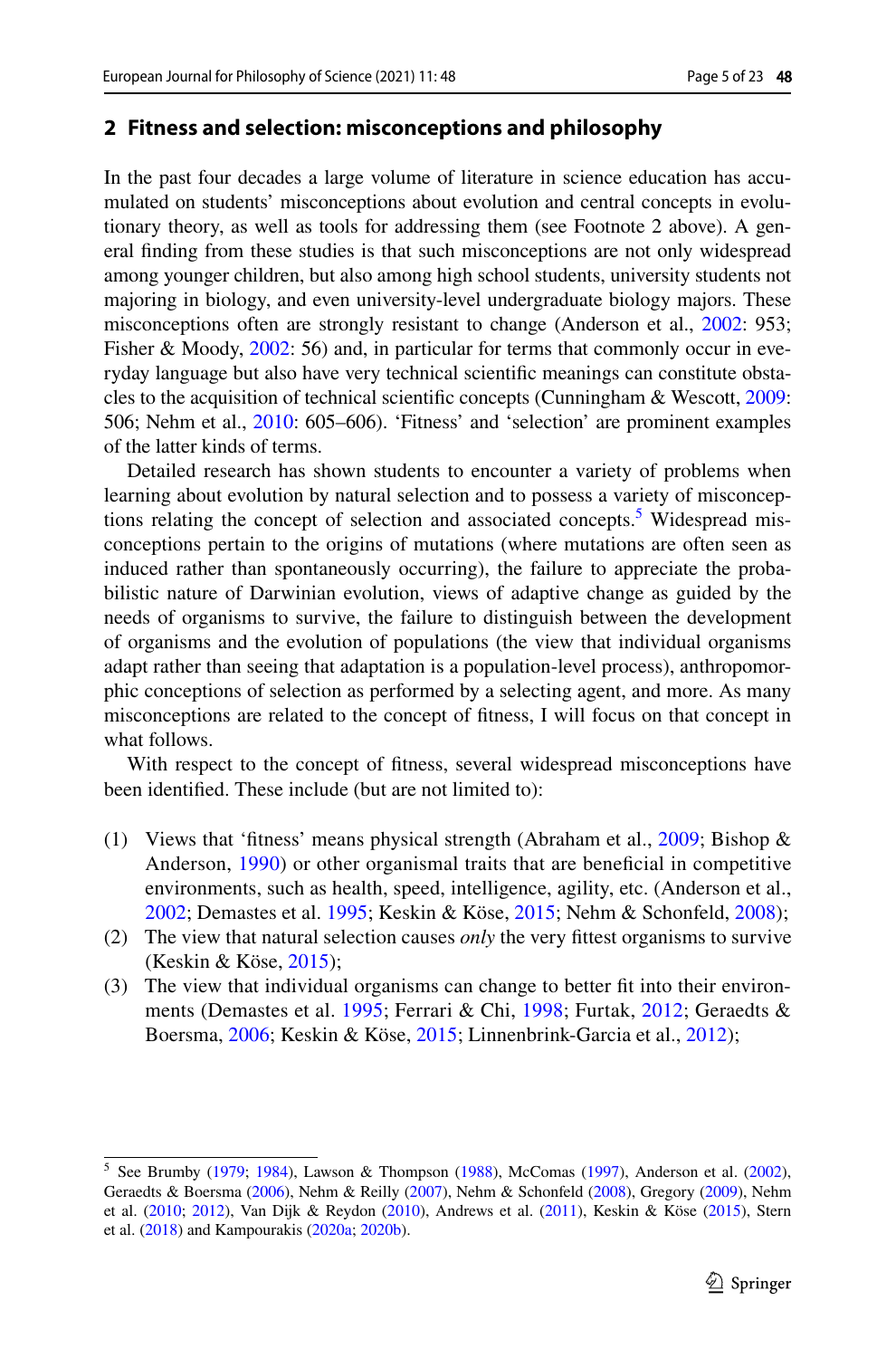## 2 Fitness and selection: misconceptions and philosophy

In the past four decades a large volume of literature in science education has accumulated on students' misconceptions about evolution and central concepts in evolutionary theory, as well as tools for addressing them (see Footnote 2 above). A general finding from these studies is that such misconceptions are not only widespread among younger children, but also among high school students, university students not majoring in biology, and even university-level undergraduate biology majors. These misconceptions often are strongly resistant to change (Anderson et al., 2002: 953; Fisher & Moody, 2002: 56) and, in particular for terms that commonly occur in everyday language but also have very technical scientific meanings can constitute obstacles to the acquisition of technical scientific concepts (Cunningham & Wescott, 2009: 506; Nehm et al., 2010: 605–606). 'Fitness' and 'selection' are prominent examples of the latter kinds of terms.

Detailed research has shown students to encounter a variety of problems when learning about evolution by natural selection and to possess a variety of misconceptions relating the concept of selection and associated concepts.[5] Widespread misconceptions pertain to the origins of mutations (where mutations are often seen as induced rather than spontaneously occurring), the failure to appreciate the probabilistic nature of Darwinian evolution, views of adaptive change as guided by the needs of organisms to survive, the failure to distinguish between the development of organisms and the evolution of populations (the view that individual organisms adapt rather than seeing that adaptation is a population-level process), anthropomorphic conceptions of selection as performed by a selecting agent, and more. As many misconceptions are related to the concept of fitness, I will focus on that concept in what follows.

With respect to the concept of fitness, several widespread misconceptions have been identified. These include (but are not limited to):

(1) Views that 'fitness' means physical strength (Abraham et al., 2009; Bishop & Anderson, 1990) or other organismal traits that are beneficial in competitive environments, such as health, speed, intelligence, agility, etc. (Anderson et al., 2002; Demastes et al. 1995; Keskin & Köse, 2015; Nehm & Schonfeld, 2008);

(2) The view that natural selection causes *only* the very fittest organisms to survive (Keskin & Köse, 2015);

(3) The view that individual organisms can change to better fit into their environments (Demastes et al. 1995; Ferrari & Chi, 1998; Furtak, 2012; Geraedts & Boersma, 2006; Keskin & Köse, 2015; Linnenbrink-Garcia et al., 2012);

---

[5] See Brumby (1979; 1984), Lawson & Thompson (1988), McComas (1997), Anderson et al. (2002), Geraedts & Boersma (2006), Nehm & Reilly (2007), Nehm & Schonfeld (2008), Gregory (2009), Nehm et al. (2010; 2012), Van Dijk & Reydon (2010), Andrews et al. (2011), Keskin & Köse (2015), Stern et al. (2018) and Kampourakis (2020a; 2020b).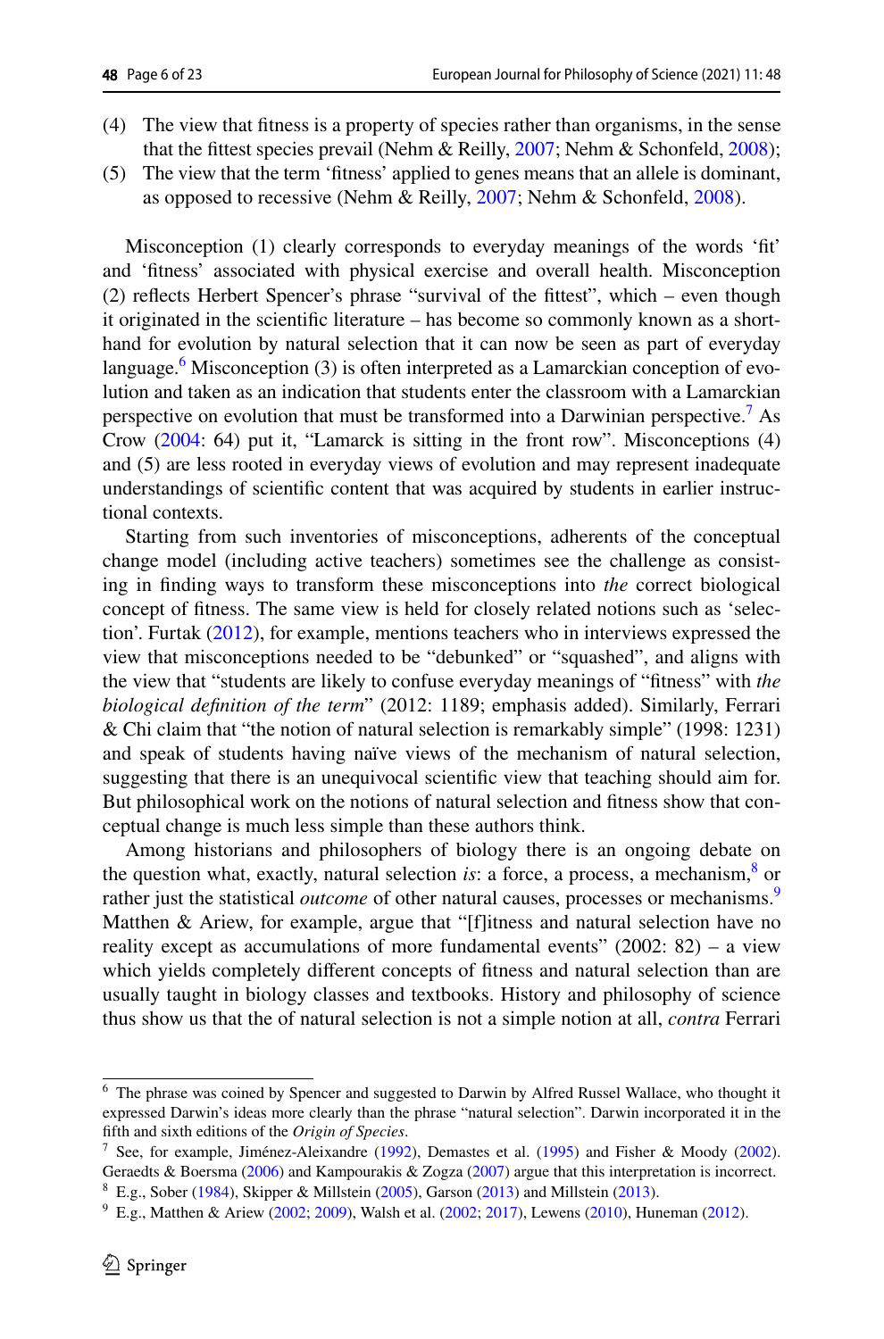(4) The view that fitness is a property of species rather than organisms, in the sense that the fittest species prevail (Nehm & Reilly, 2007; Nehm & Schonfeld, 2008);

(5) The view that the term 'fitness' applied to genes means that an allele is dominant, as opposed to recessive (Nehm & Reilly, 2007; Nehm & Schonfeld, 2008).

Misconception (1) clearly corresponds to everyday meanings of the words 'fit' and 'fitness' associated with physical exercise and overall health. Misconception (2) reflects Herbert Spencer's phrase "survival of the fittest", which – even though it originated in the scientific literature – has become so commonly known as a shorthand for evolution by natural selection that it can now be seen as part of everyday language.[6] Misconception (3) is often interpreted as a Lamarckian conception of evolution and taken as an indication that students enter the classroom with a Lamarckian perspective on evolution that must be transformed into a Darwinian perspective.[7] As Crow (2004: 64) put it, "Lamarck is sitting in the front row". Misconceptions (4) and (5) are less rooted in everyday views of evolution and may represent inadequate understandings of scientific content that was acquired by students in earlier instructional contexts.

Starting from such inventories of misconceptions, adherents of the conceptual change model (including active teachers) sometimes see the challenge as consisting in finding ways to transform these misconceptions into *the* correct biological concept of fitness. The same view is held for closely related notions such as 'selection'. Furtak (2012), for example, mentions teachers who in interviews expressed the view that misconceptions needed to be "debunked" or "squashed", and aligns with the view that "students are likely to confuse everyday meanings of "fitness" with *the biological definition of the term*" (2012: 1189; emphasis added). Similarly, Ferrari & Chi claim that "the notion of natural selection is remarkably simple" (1998: 1231) and speak of students having naïve views of the mechanism of natural selection, suggesting that there is an unequivocal scientific view that teaching should aim for. But philosophical work on the notions of natural selection and fitness show that conceptual change is much less simple than these authors think.

Among historians and philosophers of biology there is an ongoing debate on the question what, exactly, natural selection *is*: a force, a process, a mechanism,[8] or rather just the statistical *outcome* of other natural causes, processes or mechanisms.[9] Matthen & Ariew, for example, argue that "[f]itness and natural selection have no reality except as accumulations of more fundamental events" (2002: 82) – a view which yields completely different concepts of fitness and natural selection than are usually taught in biology classes and textbooks. History and philosophy of science thus show us that the of natural selection is not a simple notion at all, *contra* Ferrari

---

[6] The phrase was coined by Spencer and suggested to Darwin by Alfred Russel Wallace, who thought it expressed Darwin's ideas more clearly than the phrase "natural selection". Darwin incorporated it in the fifth and sixth editions of the *Origin of Species*.

[7] See, for example, Jiménez-Aleixandre (1992), Demastes et al. (1995) and Fisher & Moody (2002). Geraedts & Boersma (2006) and Kampourakis & Zogza (2007) argue that this interpretation is incorrect.

[8] E.g., Sober (1984), Skipper & Millstein (2005), Garson (2013) and Millstein (2013).

[9] E.g., Matthen & Ariew (2002; 2009), Walsh et al. (2002; 2017), Lewens (2010), Huneman (2012).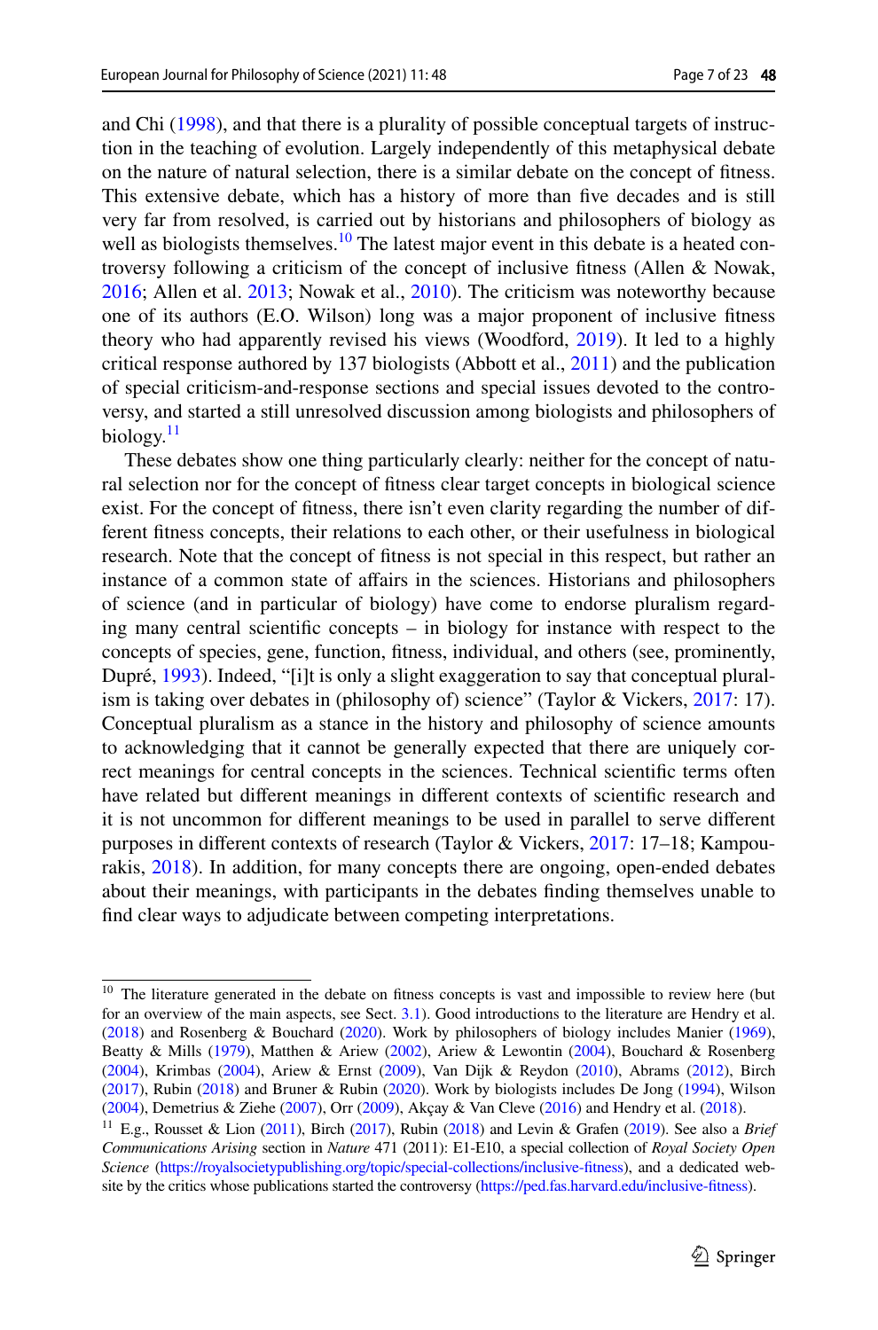and Chi (1998), and that there is a plurality of possible conceptual targets of instruction in the teaching of evolution. Largely independently of this metaphysical debate on the nature of natural selection, there is a similar debate on the concept of fitness. This extensive debate, which has a history of more than five decades and is still very far from resolved, is carried out by historians and philosophers of biology as well as biologists themselves.[10] The latest major event in this debate is a heated controversy following a criticism of the concept of inclusive fitness (Allen & Nowak, 2016; Allen et al. 2013; Nowak et al., 2010). The criticism was noteworthy because one of its authors (E.O. Wilson) long was a major proponent of inclusive fitness theory who had apparently revised his views (Woodford, 2019). It led to a highly critical response authored by 137 biologists (Abbott et al., 2011) and the publication of special criticism-and-response sections and special issues devoted to the controversy, and started a still unresolved discussion among biologists and philosophers of biology.[11]

These debates show one thing particularly clearly: neither for the concept of natural selection nor for the concept of fitness clear target concepts in biological science exist. For the concept of fitness, there isn't even clarity regarding the number of different fitness concepts, their relations to each other, or their usefulness in biological research. Note that the concept of fitness is not special in this respect, but rather an instance of a common state of affairs in the sciences. Historians and philosophers of science (and in particular of biology) have come to endorse pluralism regarding many central scientific concepts – in biology for instance with respect to the concepts of species, gene, function, fitness, individual, and others (see, prominently, Dupré, 1993). Indeed, "[i]t is only a slight exaggeration to say that conceptual pluralism is taking over debates in (philosophy of) science" (Taylor & Vickers, 2017: 17). Conceptual pluralism as a stance in the history and philosophy of science amounts to acknowledging that it cannot be generally expected that there are uniquely correct meanings for central concepts in the sciences. Technical scientific terms often have related but different meanings in different contexts of scientific research and it is not uncommon for different meanings to be used in parallel to serve different purposes in different contexts of research (Taylor & Vickers, 2017: 17–18; Kampourakis, 2018). In addition, for many concepts there are ongoing, open-ended debates about their meanings, with participants in the debates finding themselves unable to find clear ways to adjudicate between competing interpretations.

---

[10] The literature generated in the debate on fitness concepts is vast and impossible to review here (but for an overview of the main aspects, see Sect. 3.1). Good introductions to the literature are Hendry et al. (2018) and Rosenberg & Bouchard (2020). Work by philosophers of biology includes Manier (1969), Beatty & Mills (1979), Matthen & Ariew (2002), Ariew & Lewontin (2004), Bouchard & Rosenberg (2004), Krimbas (2004), Ariew & Ernst (2009), Van Dijk & Reydon (2010), Abrams (2012), Birch (2017), Rubin (2018) and Bruner & Rubin (2020). Work by biologists includes De Jong (1994), Wilson (2004), Demetrius & Ziehe (2007), Orr (2009), Akçay & Van Cleve (2016) and Hendry et al. (2018).

[11] E.g., Rousset & Lion (2011), Birch (2017), Rubin (2018) and Levin & Grafen (2019). See also a *Brief Communications Arising* section in *Nature* 471 (2011): E1-E10, a special collection of *Royal Society Open Science* (https://royalsocietypublishing.org/topic/special-collections/inclusive-fitness), and a dedicated website by the critics whose publications started the controversy (https://ped.fas.harvard.edu/inclusive-fitness).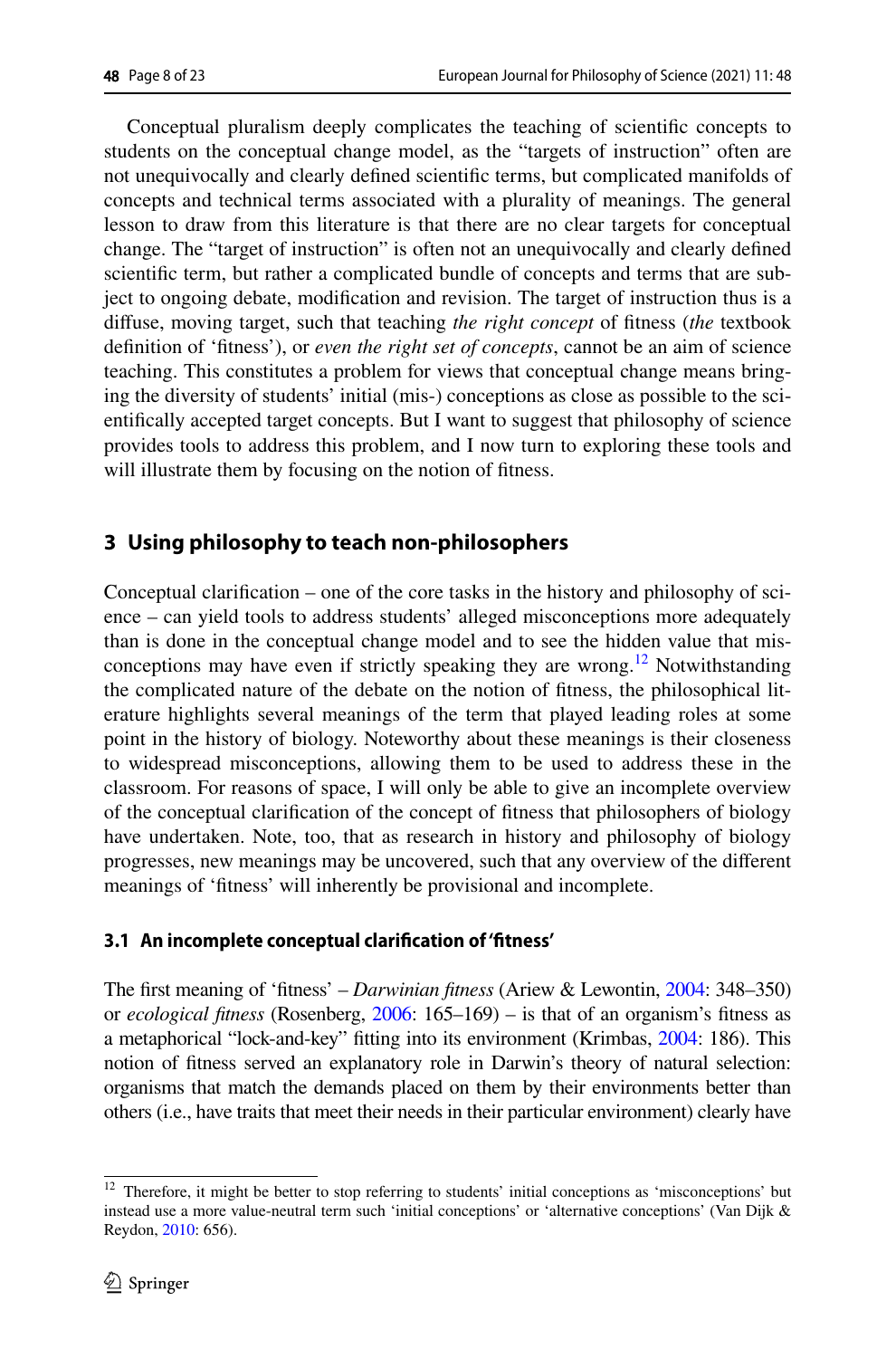Conceptual pluralism deeply complicates the teaching of scientific concepts to students on the conceptual change model, as the "targets of instruction" often are not unequivocally and clearly defined scientific terms, but complicated manifolds of concepts and technical terms associated with a plurality of meanings. The general lesson to draw from this literature is that there are no clear targets for conceptual change. The "target of instruction" is often not an unequivocally and clearly defined scientific term, but rather a complicated bundle of concepts and terms that are subject to ongoing debate, modification and revision. The target of instruction thus is a diffuse, moving target, such that teaching *the right concept* of fitness (*the* textbook definition of 'fitness'), or *even the right set of concepts*, cannot be an aim of science teaching. This constitutes a problem for views that conceptual change means bringing the diversity of students' initial (mis-) conceptions as close as possible to the scientifically accepted target concepts. But I want to suggest that philosophy of science provides tools to address this problem, and I now turn to exploring these tools and will illustrate them by focusing on the notion of fitness.

## 3 Using philosophy to teach non-philosophers

Conceptual clarification – one of the core tasks in the history and philosophy of science – can yield tools to address students' alleged misconceptions more adequately than is done in the conceptual change model and to see the hidden value that misconceptions may have even if strictly speaking they are wrong.[12] Notwithstanding the complicated nature of the debate on the notion of fitness, the philosophical literature highlights several meanings of the term that played leading roles at some point in the history of biology. Noteworthy about these meanings is their closeness to widespread misconceptions, allowing them to be used to address these in the classroom. For reasons of space, I will only be able to give an incomplete overview of the conceptual clarification of the concept of fitness that philosophers of biology have undertaken. Note, too, that as research in history and philosophy of biology progresses, new meanings may be uncovered, such that any overview of the different meanings of 'fitness' will inherently be provisional and incomplete.

### 3.1 An incomplete conceptual clarification of 'fitness'

The first meaning of 'fitness' – *Darwinian fitness* (Ariew & Lewontin, 2004: 348–350) or *ecological fitness* (Rosenberg, 2006: 165–169) – is that of an organism's fitness as a metaphorical "lock-and-key" fitting into its environment (Krimbas, 2004: 186). This notion of fitness served an explanatory role in Darwin's theory of natural selection: organisms that match the demands placed on them by their environments better than others (i.e., have traits that meet their needs in their particular environment) clearly have

---

[12] Therefore, it might be better to stop referring to students' initial conceptions as 'misconceptions' but instead use a more value-neutral term such 'initial conceptions' or 'alternative conceptions' (Van Dijk & Reydon, 2010: 656).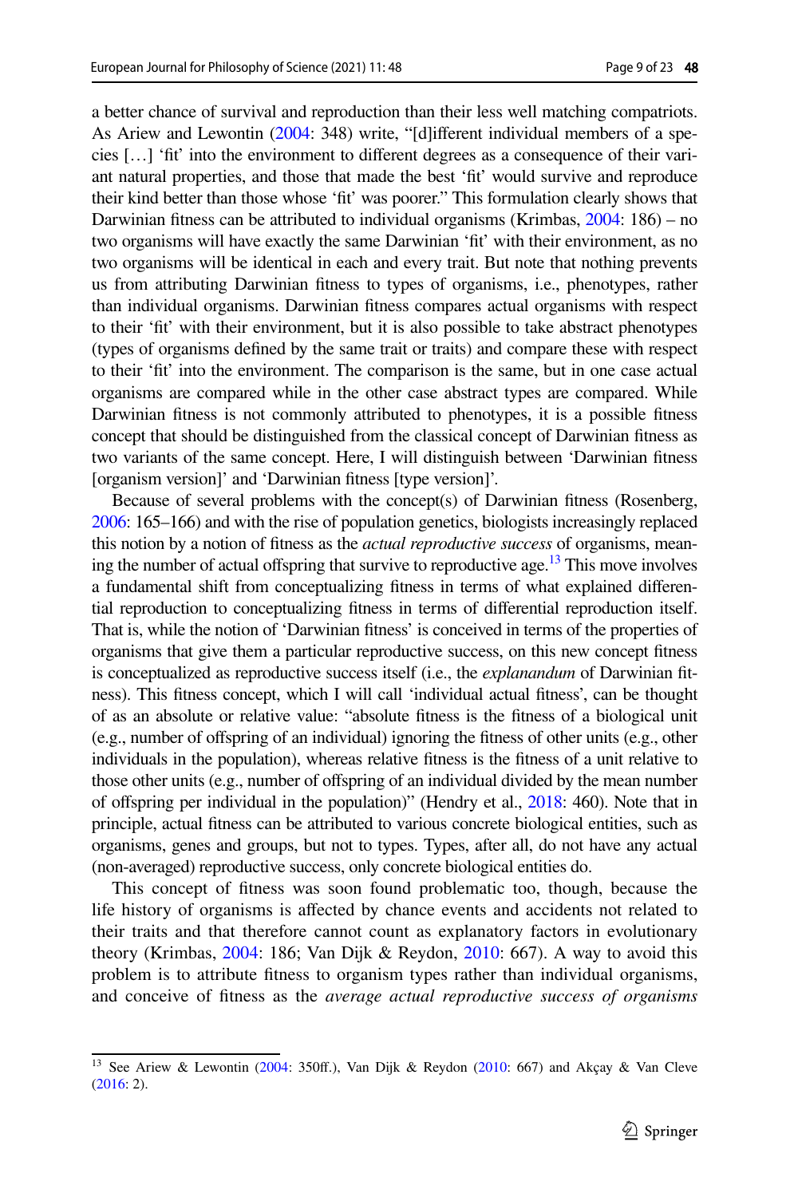a better chance of survival and reproduction than their less well matching compatriots. As Ariew and Lewontin (2004: 348) write, "[d]ifferent individual members of a species […] 'fit' into the environment to different degrees as a consequence of their variant natural properties, and those that made the best 'fit' would survive and reproduce their kind better than those whose 'fit' was poorer." This formulation clearly shows that Darwinian fitness can be attributed to individual organisms (Krimbas, 2004: 186) – no two organisms will have exactly the same Darwinian 'fit' with their environment, as no two organisms will be identical in each and every trait. But note that nothing prevents us from attributing Darwinian fitness to types of organisms, i.e., phenotypes, rather than individual organisms. Darwinian fitness compares actual organisms with respect to their 'fit' with their environment, but it is also possible to take abstract phenotypes (types of organisms defined by the same trait or traits) and compare these with respect to their 'fit' into the environment. The comparison is the same, but in one case actual organisms are compared while in the other case abstract types are compared. While Darwinian fitness is not commonly attributed to phenotypes, it is a possible fitness concept that should be distinguished from the classical concept of Darwinian fitness as two variants of the same concept. Here, I will distinguish between 'Darwinian fitness [organism version]' and 'Darwinian fitness [type version]'.

Because of several problems with the concept(s) of Darwinian fitness (Rosenberg, 2006: 165–166) and with the rise of population genetics, biologists increasingly replaced this notion by a notion of fitness as the *actual reproductive success* of organisms, meaning the number of actual offspring that survive to reproductive age.[13] This move involves a fundamental shift from conceptualizing fitness in terms of what explained differential reproduction to conceptualizing fitness in terms of differential reproduction itself. That is, while the notion of 'Darwinian fitness' is conceived in terms of the properties of organisms that give them a particular reproductive success, on this new concept fitness is conceptualized as reproductive success itself (i.e., the *explanandum* of Darwinian fitness). This fitness concept, which I will call 'individual actual fitness', can be thought of as an absolute or relative value: "absolute fitness is the fitness of a biological unit (e.g., number of offspring of an individual) ignoring the fitness of other units (e.g., other individuals in the population), whereas relative fitness is the fitness of a unit relative to those other units (e.g., number of offspring of an individual divided by the mean number of offspring per individual in the population)" (Hendry et al., 2018: 460). Note that in principle, actual fitness can be attributed to various concrete biological entities, such as organisms, genes and groups, but not to types. Types, after all, do not have any actual (non-averaged) reproductive success, only concrete biological entities do.

This concept of fitness was soon found problematic too, though, because the life history of organisms is affected by chance events and accidents not related to their traits and that therefore cannot count as explanatory factors in evolutionary theory (Krimbas, 2004: 186; Van Dijk & Reydon, 2010: 667). A way to avoid this problem is to attribute fitness to organism types rather than individual organisms, and conceive of fitness as the *average actual reproductive success of organisms*

[13] See Ariew & Lewontin (2004: 350ff.), Van Dijk & Reydon (2010: 667) and Akçay & Van Cleve (2016: 2).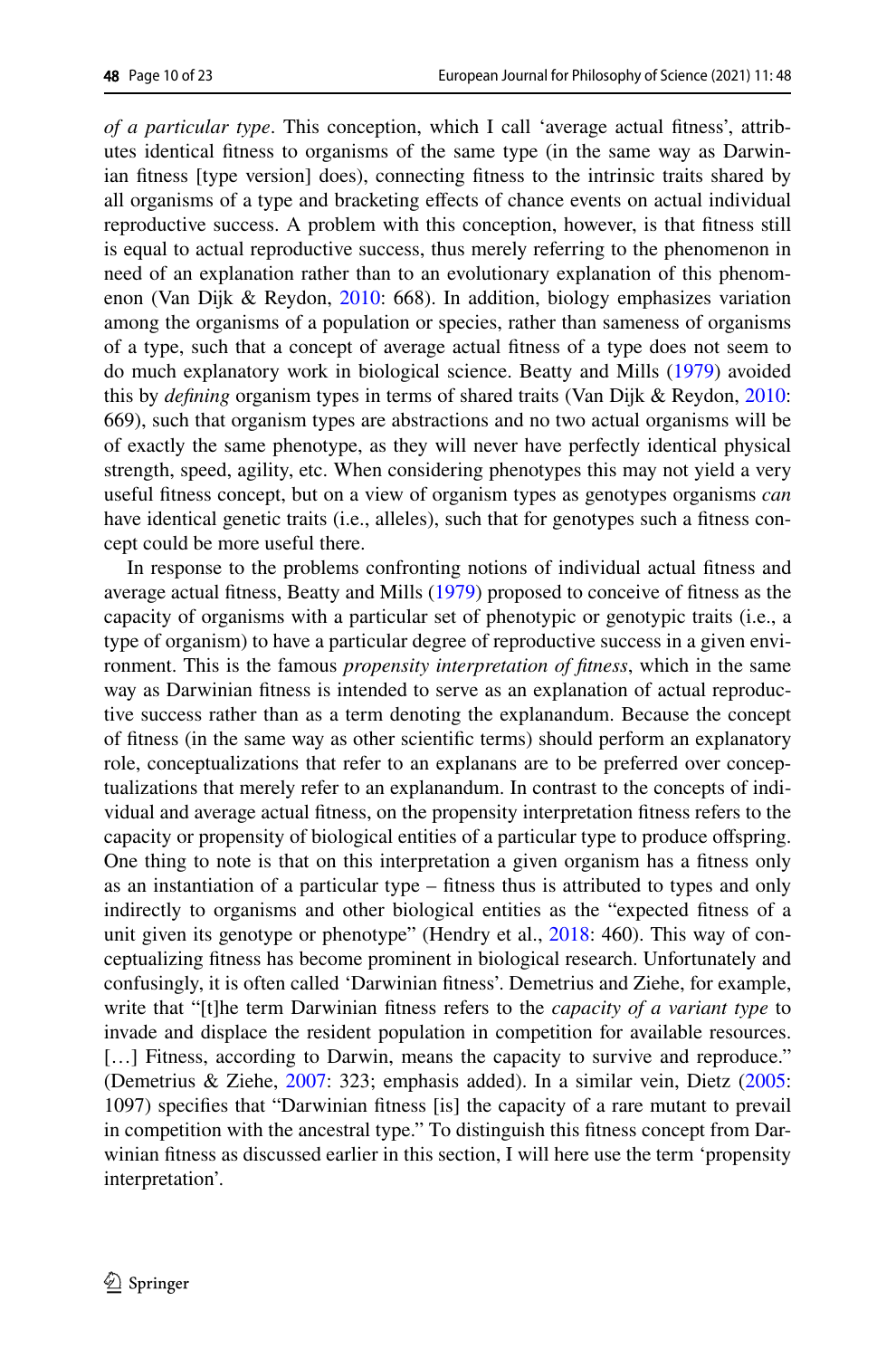*of a particular type*. This conception, which I call 'average actual fitness', attributes identical fitness to organisms of the same type (in the same way as Darwinian fitness [type version] does), connecting fitness to the intrinsic traits shared by all organisms of a type and bracketing effects of chance events on actual individual reproductive success. A problem with this conception, however, is that fitness still is equal to actual reproductive success, thus merely referring to the phenomenon in need of an explanation rather than to an evolutionary explanation of this phenomenon (Van Dijk & Reydon, 2010: 668). In addition, biology emphasizes variation among the organisms of a population or species, rather than sameness of organisms of a type, such that a concept of average actual fitness of a type does not seem to do much explanatory work in biological science. Beatty and Mills (1979) avoided this by *defining* organism types in terms of shared traits (Van Dijk & Reydon, 2010: 669), such that organism types are abstractions and no two actual organisms will be of exactly the same phenotype, as they will never have perfectly identical physical strength, speed, agility, etc. When considering phenotypes this may not yield a very useful fitness concept, but on a view of organism types as genotypes organisms *can* have identical genetic traits (i.e., alleles), such that for genotypes such a fitness concept could be more useful there.

In response to the problems confronting notions of individual actual fitness and average actual fitness, Beatty and Mills (1979) proposed to conceive of fitness as the capacity of organisms with a particular set of phenotypic or genotypic traits (i.e., a type of organism) to have a particular degree of reproductive success in a given environment. This is the famous *propensity interpretation of fitness*, which in the same way as Darwinian fitness is intended to serve as an explanation of actual reproductive success rather than as a term denoting the explanandum. Because the concept of fitness (in the same way as other scientific terms) should perform an explanatory role, conceptualizations that refer to an explanans are to be preferred over conceptualizations that merely refer to an explanandum. In contrast to the concepts of individual and average actual fitness, on the propensity interpretation fitness refers to the capacity or propensity of biological entities of a particular type to produce offspring. One thing to note is that on this interpretation a given organism has a fitness only as an instantiation of a particular type – fitness thus is attributed to types and only indirectly to organisms and other biological entities as the "expected fitness of a unit given its genotype or phenotype" (Hendry et al., 2018: 460). This way of conceptualizing fitness has become prominent in biological research. Unfortunately and confusingly, it is often called 'Darwinian fitness'. Demetrius and Ziehe, for example, write that "[t]he term Darwinian fitness refers to the *capacity of a variant type* to invade and displace the resident population in competition for available resources. […] Fitness, according to Darwin, means the capacity to survive and reproduce." (Demetrius & Ziehe, 2007: 323; emphasis added). In a similar vein, Dietz (2005: 1097) specifies that "Darwinian fitness [is] the capacity of a rare mutant to prevail in competition with the ancestral type." To distinguish this fitness concept from Darwinian fitness as discussed earlier in this section, I will here use the term 'propensity interpretation'.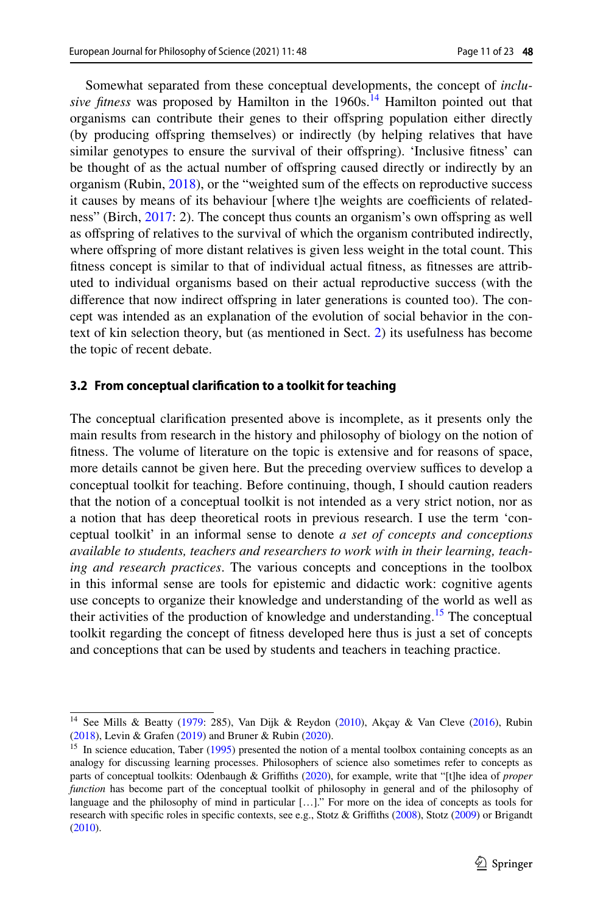Somewhat separated from these conceptual developments, the concept of *inclusive fitness* was proposed by Hamilton in the 1960s.[14] Hamilton pointed out that organisms can contribute their genes to their offspring population either directly (by producing offspring themselves) or indirectly (by helping relatives that have similar genotypes to ensure the survival of their offspring). 'Inclusive fitness' can be thought of as the actual number of offspring caused directly or indirectly by an organism (Rubin, 2018), or the "weighted sum of the effects on reproductive success it causes by means of its behaviour [where t]he weights are coefficients of relatedness" (Birch, 2017: 2). The concept thus counts an organism's own offspring as well as offspring of relatives to the survival of which the organism contributed indirectly, where offspring of more distant relatives is given less weight in the total count. This fitness concept is similar to that of individual actual fitness, as fitnesses are attributed to individual organisms based on their actual reproductive success (with the difference that now indirect offspring in later generations is counted too). The concept was intended as an explanation of the evolution of social behavior in the context of kin selection theory, but (as mentioned in Sect. 2) its usefulness has become the topic of recent debate.

### 3.2 From conceptual clarification to a toolkit for teaching

The conceptual clarification presented above is incomplete, as it presents only the main results from research in the history and philosophy of biology on the notion of fitness. The volume of literature on the topic is extensive and for reasons of space, more details cannot be given here. But the preceding overview suffices to develop a conceptual toolkit for teaching. Before continuing, though, I should caution readers that the notion of a conceptual toolkit is not intended as a very strict notion, nor as a notion that has deep theoretical roots in previous research. I use the term 'conceptual toolkit' in an informal sense to denote *a set of concepts and conceptions available to students, teachers and researchers to work with in their learning, teaching and research practices*. The various concepts and conceptions in the toolbox in this informal sense are tools for epistemic and didactic work: cognitive agents use concepts to organize their knowledge and understanding of the world as well as their activities of the production of knowledge and understanding.[15] The conceptual toolkit regarding the concept of fitness developed here thus is just a set of concepts and conceptions that can be used by students and teachers in teaching practice.

---

[14] See Mills & Beatty (1979: 285), Van Dijk & Reydon (2010), Akçay & Van Cleve (2016), Rubin (2018), Levin & Grafen (2019) and Bruner & Rubin (2020).

[15] In science education, Taber (1995) presented the notion of a mental toolbox containing concepts as an analogy for discussing learning processes. Philosophers of science also sometimes refer to concepts as parts of conceptual toolkits: Odenbaugh & Griffiths (2020), for example, write that "[t]he idea of *proper function* has become part of the conceptual toolkit of philosophy in general and of the philosophy of language and the philosophy of mind in particular […]." For more on the idea of concepts as tools for research with specific roles in specific contexts, see e.g., Stotz & Griffiths (2008), Stotz (2009) or Brigandt (2010).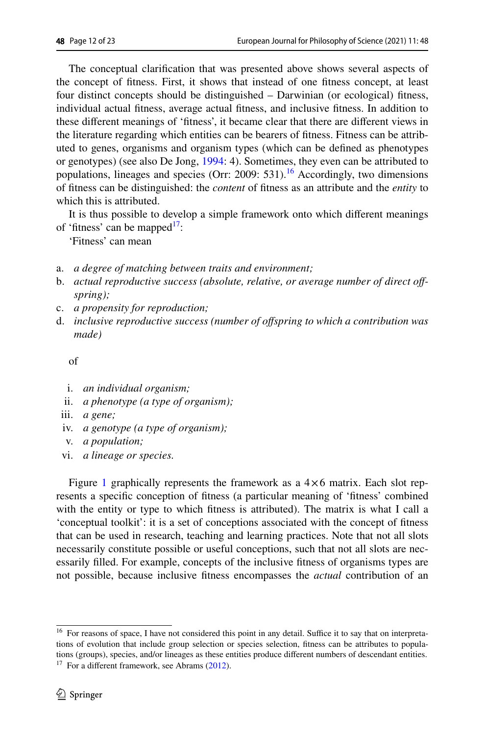The conceptual clarification that was presented above shows several aspects of the concept of fitness. First, it shows that instead of one fitness concept, at least four distinct concepts should be distinguished – Darwinian (or ecological) fitness, individual actual fitness, average actual fitness, and inclusive fitness. In addition to these different meanings of 'fitness', it became clear that there are different views in the literature regarding which entities can be bearers of fitness. Fitness can be attributed to genes, organisms and organism types (which can be defined as phenotypes or genotypes) (see also De Jong, 1994: 4). Sometimes, they even can be attributed to populations, lineages and species (Orr: 2009: 531).[16] Accordingly, two dimensions of fitness can be distinguished: the *content* of fitness as an attribute and the *entity* to which this is attributed.

It is thus possible to develop a simple framework onto which different meanings of 'fitness' can be mapped[17]:

'Fitness' can mean

a. *a degree of matching between traits and environment;*
b. *actual reproductive success (absolute, relative, or average number of direct offspring);*
c. *a propensity for reproduction;*
d. *inclusive reproductive success (number of offspring to which a contribution was made)*

of

i. *an individual organism;*
ii. *a phenotype (a type of organism);*
iii. *a gene;*
iv. *a genotype (a type of organism);*
v. *a population;*
vi. *a lineage or species.*

Figure 1 graphically represents the framework as a $4 \times 6$ matrix. Each slot represents a specific conception of fitness (a particular meaning of 'fitness' combined with the entity or type to which fitness is attributed). The matrix is what I call a 'conceptual toolkit': it is a set of conceptions associated with the concept of fitness that can be used in research, teaching and learning practices. Note that not all slots necessarily constitute possible or useful conceptions, such that not all slots are necessarily filled. For example, concepts of the inclusive fitness of organisms types are not possible, because inclusive fitness encompasses the *actual* contribution of an

---

[16] For reasons of space, I have not considered this point in any detail. Suffice it to say that on interpretations of evolution that include group selection or species selection, fitness can be attributes to populations (groups), species, and/or lineages as these entities produce different numbers of descendant entities.

[17] For a different framework, see Abrams (2012).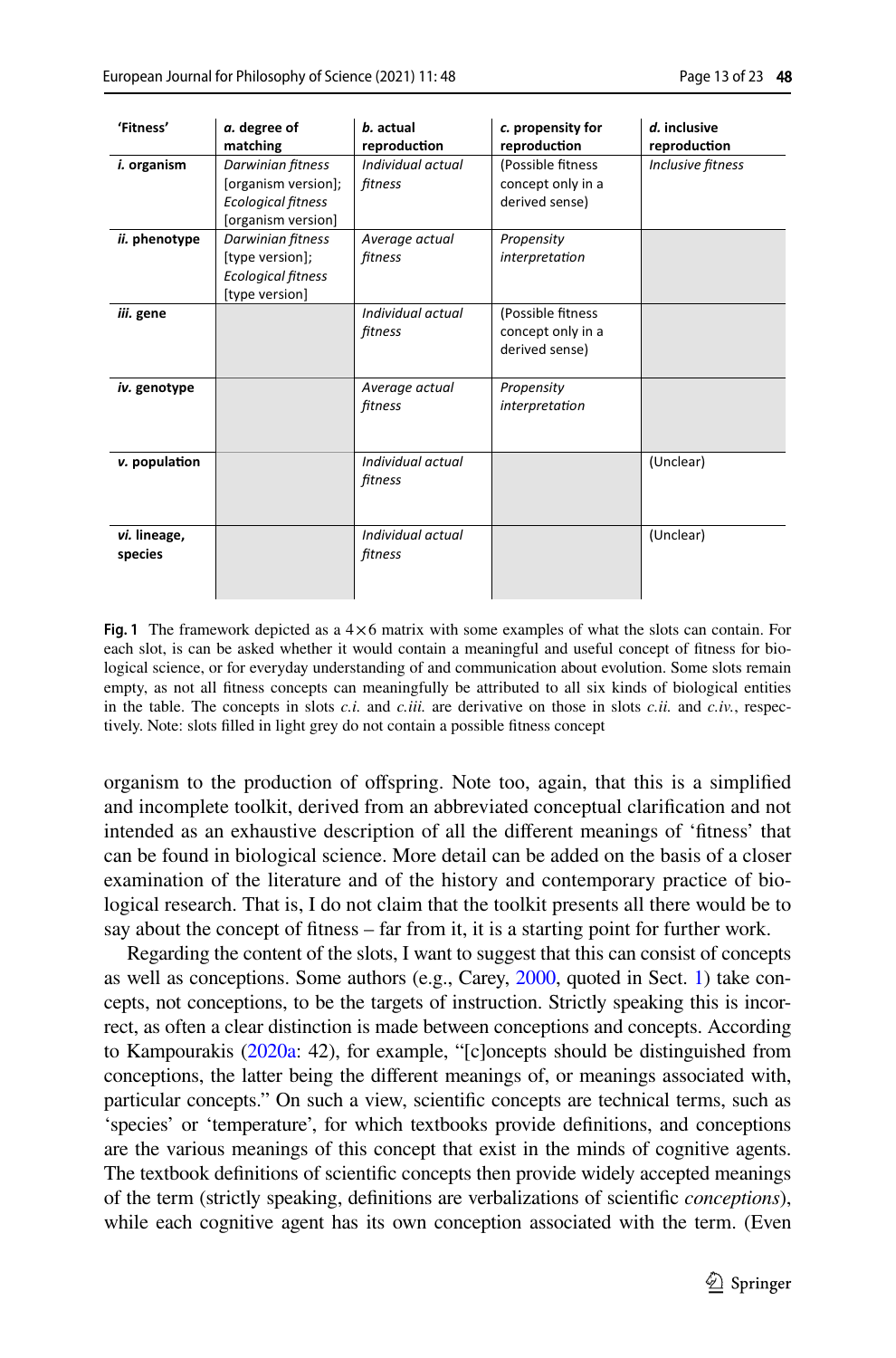| 'Fitness' | *a.* degree of matching | *b.* actual reproduction | *c.* propensity for reproduction | *d.* inclusive reproduction |
|---|---|---|---|---|
| ***i.* organism** | *Darwinian fitness* [organism version]; *Ecological fitness* [organism version] | *Individual actual fitness* | (Possible fitness concept only in a derived sense) | *Inclusive fitness* |
| ***ii.* phenotype** | *Darwinian fitness* [type version]; *Ecological fitness* [type version] | *Average actual fitness* | *Propensity interpretation* | |
| ***iii.* gene** | | *Individual actual fitness* | (Possible fitness concept only in a derived sense) | |
| ***iv.* genotype** | | *Average actual fitness* | *Propensity interpretation* | |
| ***v.* population** | | *Individual actual fitness* | | (Unclear) |
| ***vi.* lineage, species** | | *Individual actual fitness* | | (Unclear) |

**Fig. 1** The framework depicted as a 4×6 matrix with some examples of what the slots can contain. For each slot, is can be asked whether it would contain a meaningful and useful concept of fitness for biological science, or for everyday understanding of and communication about evolution. Some slots remain empty, as not all fitness concepts can meaningfully be attributed to all six kinds of biological entities in the table. The concepts in slots *c.i.* and *c.iii.* are derivative on those in slots *c.ii.* and *c.iv.*, respectively. Note: slots filled in light grey do not contain a possible fitness concept

organism to the production of offspring. Note too, again, that this is a simplified and incomplete toolkit, derived from an abbreviated conceptual clarification and not intended as an exhaustive description of all the different meanings of 'fitness' that can be found in biological science. More detail can be added on the basis of a closer examination of the literature and of the history and contemporary practice of biological research. That is, I do not claim that the toolkit presents all there would be to say about the concept of fitness – far from it, it is a starting point for further work.

Regarding the content of the slots, I want to suggest that this can consist of concepts as well as conceptions. Some authors (e.g., Carey, 2000, quoted in Sect. 1) take concepts, not conceptions, to be the targets of instruction. Strictly speaking this is incorrect, as often a clear distinction is made between conceptions and concepts. According to Kampourakis (2020a: 42), for example, "[c]oncepts should be distinguished from conceptions, the latter being the different meanings of, or meanings associated with, particular concepts." On such a view, scientific concepts are technical terms, such as 'species' or 'temperature', for which textbooks provide definitions, and conceptions are the various meanings of this concept that exist in the minds of cognitive agents. The textbook definitions of scientific concepts then provide widely accepted meanings of the term (strictly speaking, definitions are verbalizations of scientific *conceptions*), while each cognitive agent has its own conception associated with the term. (Even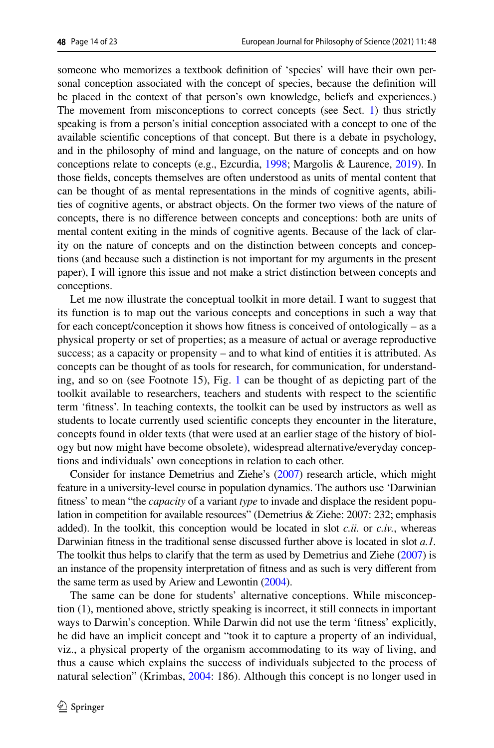someone who memorizes a textbook definition of 'species' will have their own personal conception associated with the concept of species, because the definition will be placed in the context of that person's own knowledge, beliefs and experiences.) The movement from misconceptions to correct concepts (see Sect. 1) thus strictly speaking is from a person's initial conception associated with a concept to one of the available scientific conceptions of that concept. But there is a debate in psychology, and in the philosophy of mind and language, on the nature of concepts and on how conceptions relate to concepts (e.g., Ezcurdia, 1998; Margolis & Laurence, 2019). In those fields, concepts themselves are often understood as units of mental content that can be thought of as mental representations in the minds of cognitive agents, abilities of cognitive agents, or abstract objects. On the former two views of the nature of concepts, there is no difference between concepts and conceptions: both are units of mental content exiting in the minds of cognitive agents. Because of the lack of clarity on the nature of concepts and on the distinction between concepts and conceptions (and because such a distinction is not important for my arguments in the present paper), I will ignore this issue and not make a strict distinction between concepts and conceptions.

Let me now illustrate the conceptual toolkit in more detail. I want to suggest that its function is to map out the various concepts and conceptions in such a way that for each concept/conception it shows how fitness is conceived of ontologically – as a physical property or set of properties; as a measure of actual or average reproductive success; as a capacity or propensity – and to what kind of entities it is attributed. As concepts can be thought of as tools for research, for communication, for understanding, and so on (see Footnote 15), Fig. 1 can be thought of as depicting part of the toolkit available to researchers, teachers and students with respect to the scientific term 'fitness'. In teaching contexts, the toolkit can be used by instructors as well as students to locate currently used scientific concepts they encounter in the literature, concepts found in older texts (that were used at an earlier stage of the history of biology but now might have become obsolete), widespread alternative/everyday conceptions and individuals' own conceptions in relation to each other.

Consider for instance Demetrius and Ziehe's (2007) research article, which might feature in a university-level course in population dynamics. The authors use 'Darwinian fitness' to mean "the *capacity* of a variant *type* to invade and displace the resident population in competition for available resources" (Demetrius & Ziehe: 2007: 232; emphasis added). In the toolkit, this conception would be located in slot *c.ii.* or *c.iv.*, whereas Darwinian fitness in the traditional sense discussed further above is located in slot *a.1*. The toolkit thus helps to clarify that the term as used by Demetrius and Ziehe (2007) is an instance of the propensity interpretation of fitness and as such is very different from the same term as used by Ariew and Lewontin (2004).

The same can be done for students' alternative conceptions. While misconception (1), mentioned above, strictly speaking is incorrect, it still connects in important ways to Darwin's conception. While Darwin did not use the term 'fitness' explicitly, he did have an implicit concept and "took it to capture a property of an individual, viz., a physical property of the organism accommodating to its way of living, and thus a cause which explains the success of individuals subjected to the process of natural selection" (Krimbas, 2004: 186). Although this concept is no longer used in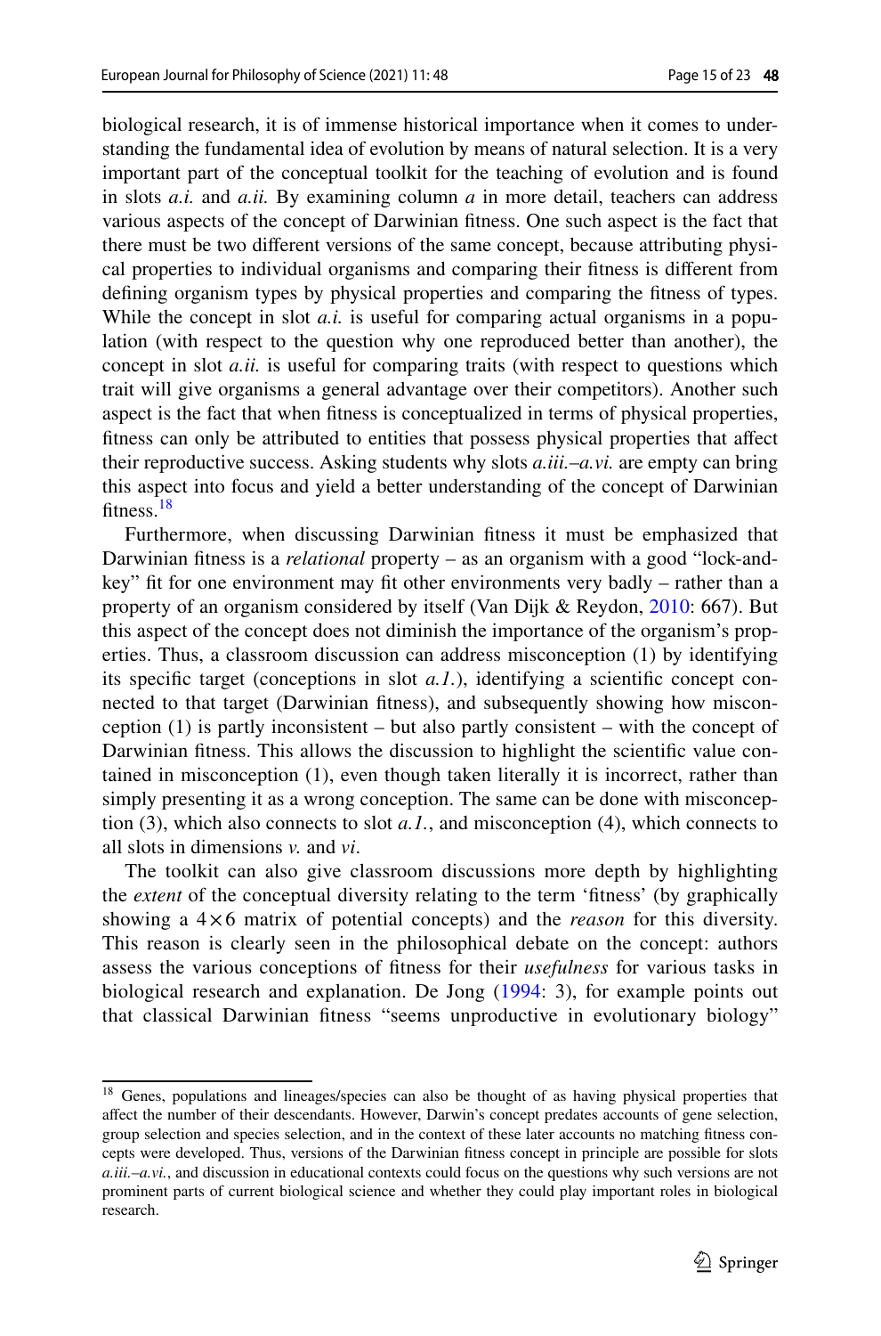biological research, it is of immense historical importance when it comes to understanding the fundamental idea of evolution by means of natural selection. It is a very important part of the conceptual toolkit for the teaching of evolution and is found in slots *a.i.* and *a.ii.* By examining column *a* in more detail, teachers can address various aspects of the concept of Darwinian fitness. One such aspect is the fact that there must be two different versions of the same concept, because attributing physical properties to individual organisms and comparing their fitness is different from defining organism types by physical properties and comparing the fitness of types. While the concept in slot *a.i.* is useful for comparing actual organisms in a population (with respect to the question why one reproduced better than another), the concept in slot *a.ii.* is useful for comparing traits (with respect to questions which trait will give organisms a general advantage over their competitors). Another such aspect is the fact that when fitness is conceptualized in terms of physical properties, fitness can only be attributed to entities that possess physical properties that affect their reproductive success. Asking students why slots *a.iii.–a.vi.* are empty can bring this aspect into focus and yield a better understanding of the concept of Darwinian fitness.[18]

Furthermore, when discussing Darwinian fitness it must be emphasized that Darwinian fitness is a *relational* property – as an organism with a good "lock-and-key" fit for one environment may fit other environments very badly – rather than a property of an organism considered by itself (Van Dijk & Reydon, 2010: 667). But this aspect of the concept does not diminish the importance of the organism's properties. Thus, a classroom discussion can address misconception (1) by identifying its specific target (conceptions in slot *a.1.*), identifying a scientific concept connected to that target (Darwinian fitness), and subsequently showing how misconception (1) is partly inconsistent – but also partly consistent – with the concept of Darwinian fitness. This allows the discussion to highlight the scientific value contained in misconception (1), even though taken literally it is incorrect, rather than simply presenting it as a wrong conception. The same can be done with misconception (3), which also connects to slot *a.1.*, and misconception (4), which connects to all slots in dimensions *v.* and *vi*.

The toolkit can also give classroom discussions more depth by highlighting the *extent* of the conceptual diversity relating to the term 'fitness' (by graphically showing a $4 \times 6$ matrix of potential concepts) and the *reason* for this diversity. This reason is clearly seen in the philosophical debate on the concept: authors assess the various conceptions of fitness for their *usefulness* for various tasks in biological research and explanation. De Jong (1994: 3), for example points out that classical Darwinian fitness "seems unproductive in evolutionary biology"

[18] Genes, populations and lineages/species can also be thought of as having physical properties that affect the number of their descendants. However, Darwin's concept predates accounts of gene selection, group selection and species selection, and in the context of these later accounts no matching fitness concepts were developed. Thus, versions of the Darwinian fitness concept in principle are possible for slots *a.iii.–a.vi.*, and discussion in educational contexts could focus on the questions why such versions are not prominent parts of current biological science and whether they could play important roles in biological research.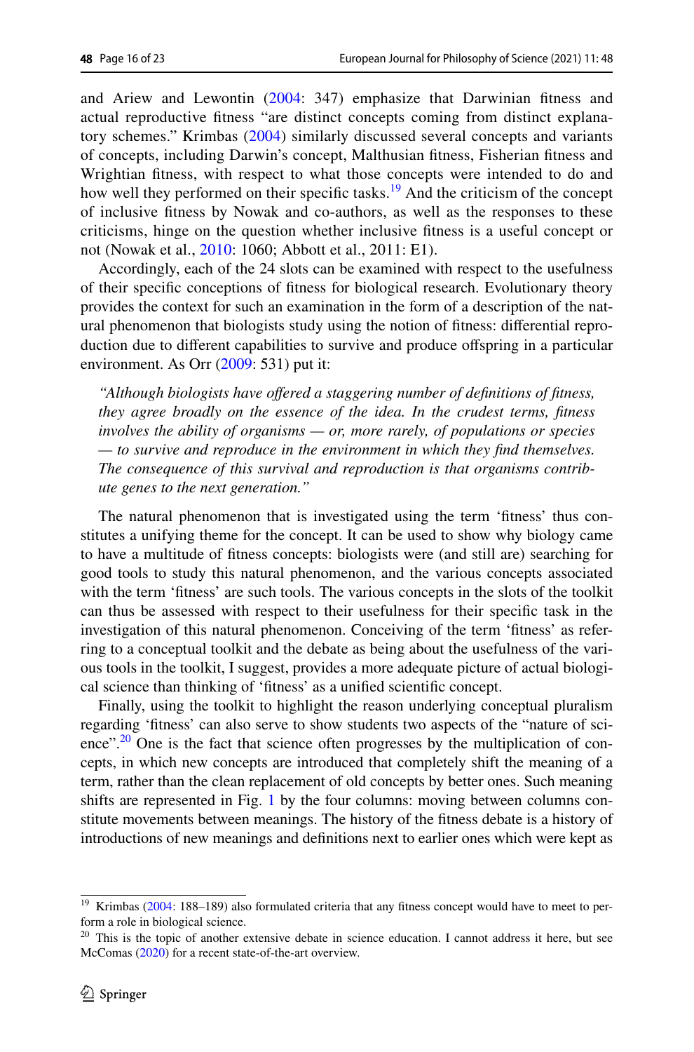and Ariew and Lewontin (2004: 347) emphasize that Darwinian fitness and actual reproductive fitness "are distinct concepts coming from distinct explanatory schemes." Krimbas (2004) similarly discussed several concepts and variants of concepts, including Darwin's concept, Malthusian fitness, Fisherian fitness and Wrightian fitness, with respect to what those concepts were intended to do and how well they performed on their specific tasks.[19] And the criticism of the concept of inclusive fitness by Nowak and co-authors, as well as the responses to these criticisms, hinge on the question whether inclusive fitness is a useful concept or not (Nowak et al., 2010: 1060; Abbott et al., 2011: E1).

Accordingly, each of the 24 slots can be examined with respect to the usefulness of their specific conceptions of fitness for biological research. Evolutionary theory provides the context for such an examination in the form of a description of the natural phenomenon that biologists study using the notion of fitness: differential reproduction due to different capabilities to survive and produce offspring in a particular environment. As Orr (2009: 531) put it:

> *"Although biologists have offered a staggering number of definitions of fitness, they agree broadly on the essence of the idea. In the crudest terms, fitness involves the ability of organisms — or, more rarely, of populations or species — to survive and reproduce in the environment in which they find themselves. The consequence of this survival and reproduction is that organisms contribute genes to the next generation."*

The natural phenomenon that is investigated using the term 'fitness' thus constitutes a unifying theme for the concept. It can be used to show why biology came to have a multitude of fitness concepts: biologists were (and still are) searching for good tools to study this natural phenomenon, and the various concepts associated with the term 'fitness' are such tools. The various concepts in the slots of the toolkit can thus be assessed with respect to their usefulness for their specific task in the investigation of this natural phenomenon. Conceiving of the term 'fitness' as referring to a conceptual toolkit and the debate as being about the usefulness of the various tools in the toolkit, I suggest, provides a more adequate picture of actual biological science than thinking of 'fitness' as a unified scientific concept.

Finally, using the toolkit to highlight the reason underlying conceptual pluralism regarding 'fitness' can also serve to show students two aspects of the "nature of science".[20] One is the fact that science often progresses by the multiplication of concepts, in which new concepts are introduced that completely shift the meaning of a term, rather than the clean replacement of old concepts by better ones. Such meaning shifts are represented in Fig. 1 by the four columns: moving between columns constitute movements between meanings. The history of the fitness debate is a history of introductions of new meanings and definitions next to earlier ones which were kept as

---

[19] Krimbas (2004: 188–189) also formulated criteria that any fitness concept would have to meet to perform a role in biological science.

[20] This is the topic of another extensive debate in science education. I cannot address it here, but see McComas (2020) for a recent state-of-the-art overview.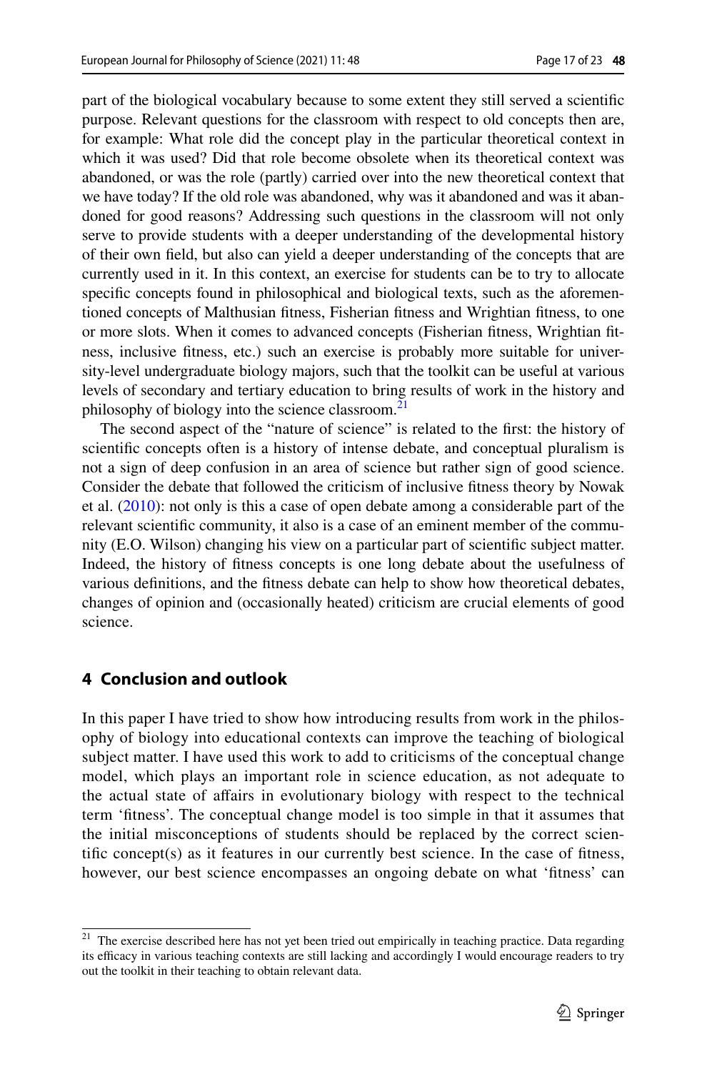part of the biological vocabulary because to some extent they still served a scientific purpose. Relevant questions for the classroom with respect to old concepts then are, for example: What role did the concept play in the particular theoretical context in which it was used? Did that role become obsolete when its theoretical context was abandoned, or was the role (partly) carried over into the new theoretical context that we have today? If the old role was abandoned, why was it abandoned and was it abandoned for good reasons? Addressing such questions in the classroom will not only serve to provide students with a deeper understanding of the developmental history of their own field, but also can yield a deeper understanding of the concepts that are currently used in it. In this context, an exercise for students can be to try to allocate specific concepts found in philosophical and biological texts, such as the aforementioned concepts of Malthusian fitness, Fisherian fitness and Wrightian fitness, to one or more slots. When it comes to advanced concepts (Fisherian fitness, Wrightian fitness, inclusive fitness, etc.) such an exercise is probably more suitable for university-level undergraduate biology majors, such that the toolkit can be useful at various levels of secondary and tertiary education to bring results of work in the history and philosophy of biology into the science classroom.[21]

The second aspect of the "nature of science" is related to the first: the history of scientific concepts often is a history of intense debate, and conceptual pluralism is not a sign of deep confusion in an area of science but rather sign of good science. Consider the debate that followed the criticism of inclusive fitness theory by Nowak et al. (2010): not only is this a case of open debate among a considerable part of the relevant scientific community, it also is a case of an eminent member of the community (E.O. Wilson) changing his view on a particular part of scientific subject matter. Indeed, the history of fitness concepts is one long debate about the usefulness of various definitions, and the fitness debate can help to show how theoretical debates, changes of opinion and (occasionally heated) criticism are crucial elements of good science.

## 4 Conclusion and outlook

In this paper I have tried to show how introducing results from work in the philosophy of biology into educational contexts can improve the teaching of biological subject matter. I have used this work to add to criticisms of the conceptual change model, which plays an important role in science education, as not adequate to the actual state of affairs in evolutionary biology with respect to the technical term 'fitness'. The conceptual change model is too simple in that it assumes that the initial misconceptions of students should be replaced by the correct scientific concept(s) as it features in our currently best science. In the case of fitness, however, our best science encompasses an ongoing debate on what 'fitness' can

[21] The exercise described here has not yet been tried out empirically in teaching practice. Data regarding its efficacy in various teaching contexts are still lacking and accordingly I would encourage readers to try out the toolkit in their teaching to obtain relevant data.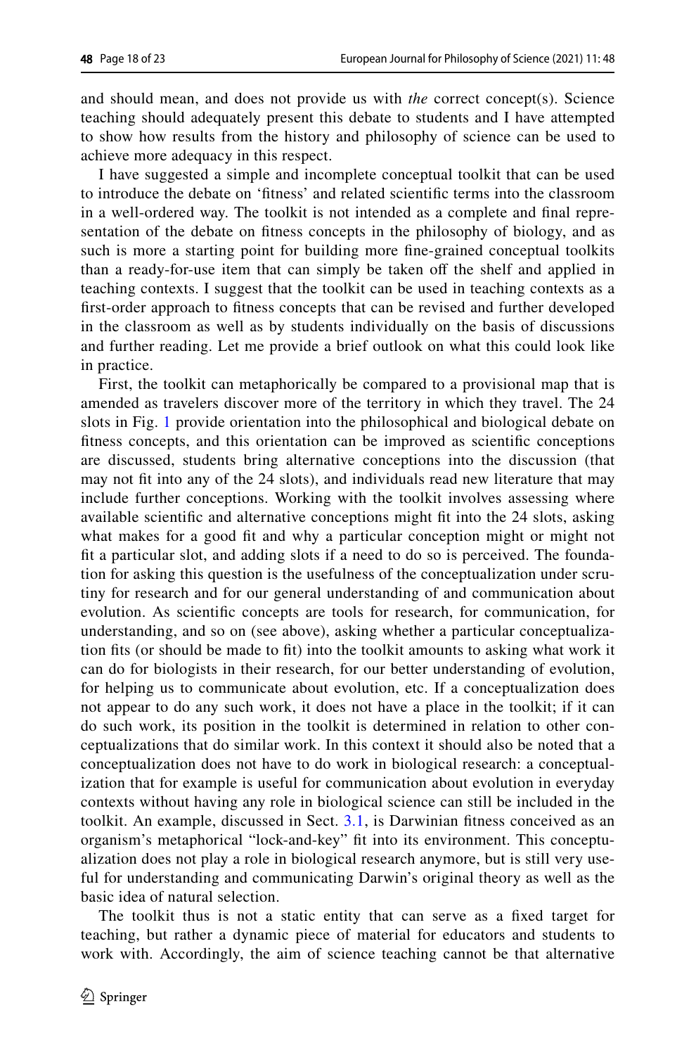and should mean, and does not provide us with *the* correct concept(s). Science teaching should adequately present this debate to students and I have attempted to show how results from the history and philosophy of science can be used to achieve more adequacy in this respect.

I have suggested a simple and incomplete conceptual toolkit that can be used to introduce the debate on 'fitness' and related scientific terms into the classroom in a well-ordered way. The toolkit is not intended as a complete and final representation of the debate on fitness concepts in the philosophy of biology, and as such is more a starting point for building more fine-grained conceptual toolkits than a ready-for-use item that can simply be taken off the shelf and applied in teaching contexts. I suggest that the toolkit can be used in teaching contexts as a first-order approach to fitness concepts that can be revised and further developed in the classroom as well as by students individually on the basis of discussions and further reading. Let me provide a brief outlook on what this could look like in practice.

First, the toolkit can metaphorically be compared to a provisional map that is amended as travelers discover more of the territory in which they travel. The 24 slots in Fig. 1 provide orientation into the philosophical and biological debate on fitness concepts, and this orientation can be improved as scientific conceptions are discussed, students bring alternative conceptions into the discussion (that may not fit into any of the 24 slots), and individuals read new literature that may include further conceptions. Working with the toolkit involves assessing where available scientific and alternative conceptions might fit into the 24 slots, asking what makes for a good fit and why a particular conception might or might not fit a particular slot, and adding slots if a need to do so is perceived. The foundation for asking this question is the usefulness of the conceptualization under scrutiny for research and for our general understanding of and communication about evolution. As scientific concepts are tools for research, for communication, for understanding, and so on (see above), asking whether a particular conceptualization fits (or should be made to fit) into the toolkit amounts to asking what work it can do for biologists in their research, for our better understanding of evolution, for helping us to communicate about evolution, etc. If a conceptualization does not appear to do any such work, it does not have a place in the toolkit; if it can do such work, its position in the toolkit is determined in relation to other conceptualizations that do similar work. In this context it should also be noted that a conceptualization does not have to do work in biological research: a conceptualization that for example is useful for communication about evolution in everyday contexts without having any role in biological science can still be included in the toolkit. An example, discussed in Sect. 3.1, is Darwinian fitness conceived as an organism's metaphorical "lock-and-key" fit into its environment. This conceptualization does not play a role in biological research anymore, but is still very useful for understanding and communicating Darwin's original theory as well as the basic idea of natural selection.

The toolkit thus is not a static entity that can serve as a fixed target for teaching, but rather a dynamic piece of material for educators and students to work with. Accordingly, the aim of science teaching cannot be that alternative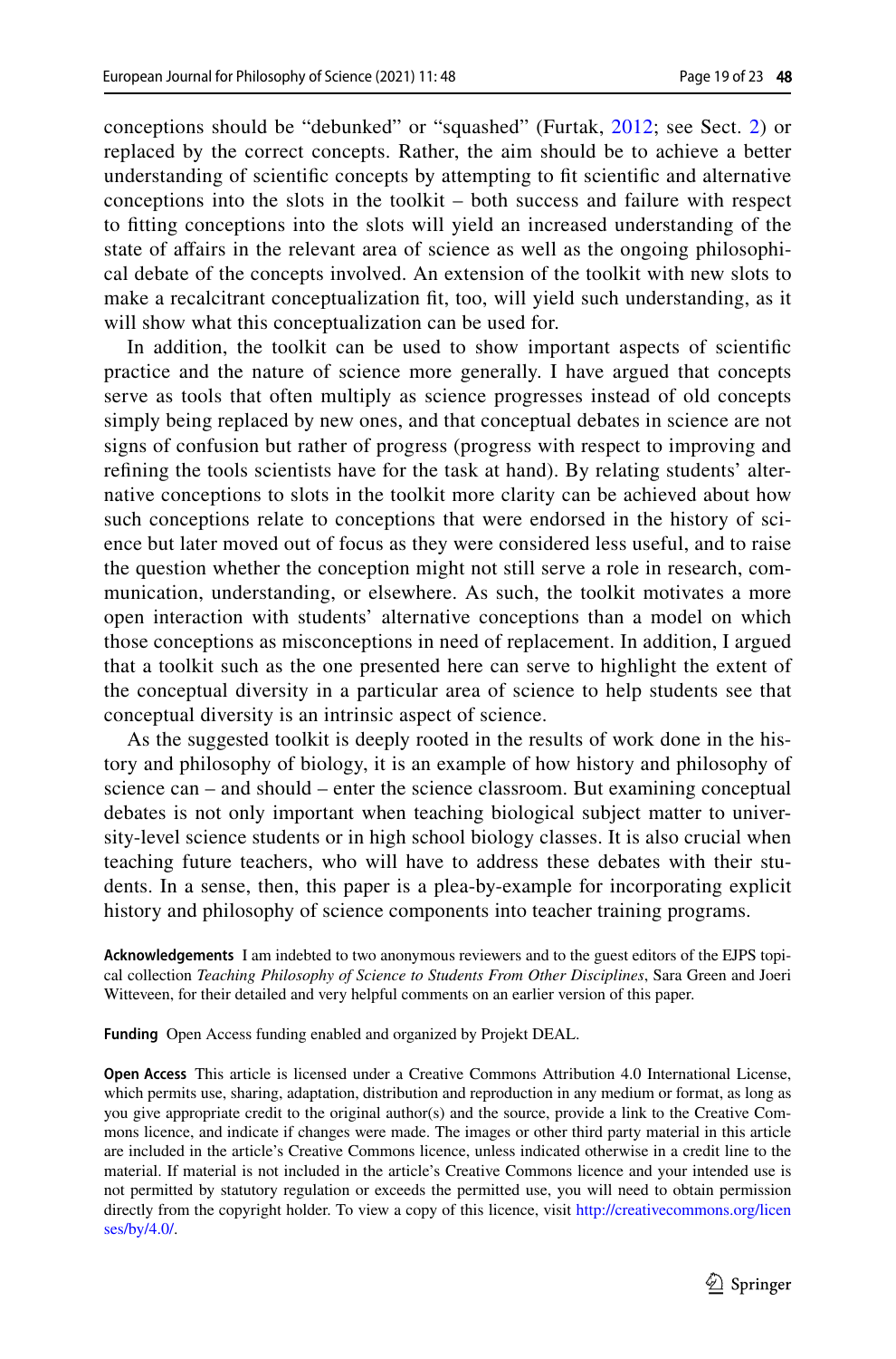conceptions should be "debunked" or "squashed" (Furtak, 2012; see Sect. 2) or replaced by the correct concepts. Rather, the aim should be to achieve a better understanding of scientific concepts by attempting to fit scientific and alternative conceptions into the slots in the toolkit – both success and failure with respect to fitting conceptions into the slots will yield an increased understanding of the state of affairs in the relevant area of science as well as the ongoing philosophical debate of the concepts involved. An extension of the toolkit with new slots to make a recalcitrant conceptualization fit, too, will yield such understanding, as it will show what this conceptualization can be used for.

In addition, the toolkit can be used to show important aspects of scientific practice and the nature of science more generally. I have argued that concepts serve as tools that often multiply as science progresses instead of old concepts simply being replaced by new ones, and that conceptual debates in science are not signs of confusion but rather of progress (progress with respect to improving and refining the tools scientists have for the task at hand). By relating students' alternative conceptions to slots in the toolkit more clarity can be achieved about how such conceptions relate to conceptions that were endorsed in the history of science but later moved out of focus as they were considered less useful, and to raise the question whether the conception might not still serve a role in research, communication, understanding, or elsewhere. As such, the toolkit motivates a more open interaction with students' alternative conceptions than a model on which those conceptions as misconceptions in need of replacement. In addition, I argued that a toolkit such as the one presented here can serve to highlight the extent of the conceptual diversity in a particular area of science to help students see that conceptual diversity is an intrinsic aspect of science.

As the suggested toolkit is deeply rooted in the results of work done in the history and philosophy of biology, it is an example of how history and philosophy of science can – and should – enter the science classroom. But examining conceptual debates is not only important when teaching biological subject matter to university-level science students or in high school biology classes. It is also crucial when teaching future teachers, who will have to address these debates with their students. In a sense, then, this paper is a plea-by-example for incorporating explicit history and philosophy of science components into teacher training programs.

**Acknowledgements** I am indebted to two anonymous reviewers and to the guest editors of the EJPS topical collection *Teaching Philosophy of Science to Students From Other Disciplines*, Sara Green and Joeri Witteveen, for their detailed and very helpful comments on an earlier version of this paper.

**Funding** Open Access funding enabled and organized by Projekt DEAL.

**Open Access** This article is licensed under a Creative Commons Attribution 4.0 International License, which permits use, sharing, adaptation, distribution and reproduction in any medium or format, as long as you give appropriate credit to the original author(s) and the source, provide a link to the Creative Commons licence, and indicate if changes were made. The images or other third party material in this article are included in the article's Creative Commons licence, unless indicated otherwise in a credit line to the material. If material is not included in the article's Creative Commons licence and your intended use is not permitted by statutory regulation or exceeds the permitted use, you will need to obtain permission directly from the copyright holder. To view a copy of this licence, visit http://creativecommons.org/licenses/by/4.0/.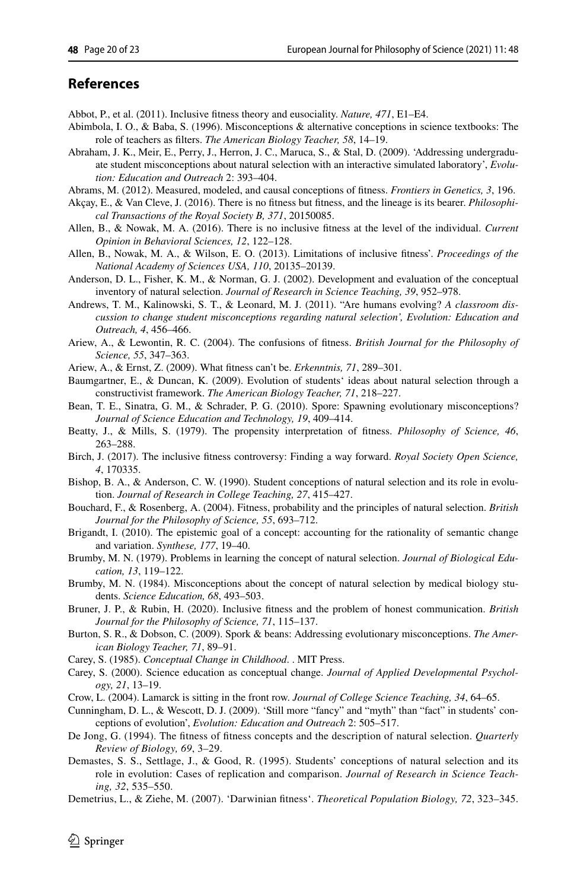## References

Abbot, P., et al. (2011). Inclusive fitness theory and eusociality. *Nature, 471*, E1–E4.

Abimbola, I. O., & Baba, S. (1996). Misconceptions & alternative conceptions in science textbooks: The role of teachers as filters. *The American Biology Teacher, 58*, 14–19.

Abraham, J. K., Meir, E., Perry, J., Herron, J. C., Maruca, S., & Stal, D. (2009). 'Addressing undergraduate student misconceptions about natural selection with an interactive simulated laboratory', *Evolution: Education and Outreach* 2: 393–404.

Abrams, M. (2012). Measured, modeled, and causal conceptions of fitness. *Frontiers in Genetics, 3*, 196.

Akçay, E., & Van Cleve, J. (2016). There is no fitness but fitness, and the lineage is its bearer. *Philosophical Transactions of the Royal Society B, 371*, 20150085.

Allen, B., & Nowak, M. A. (2016). There is no inclusive fitness at the level of the individual. *Current Opinion in Behavioral Sciences, 12*, 122–128.

Allen, B., Nowak, M. A., & Wilson, E. O. (2013). Limitations of inclusive fitness'. *Proceedings of the National Academy of Sciences USA, 110*, 20135–20139.

Anderson, D. L., Fisher, K. M., & Norman, G. J. (2002). Development and evaluation of the conceptual inventory of natural selection. *Journal of Research in Science Teaching, 39*, 952–978.

Andrews, T. M., Kalinowski, S. T., & Leonard, M. J. (2011). "Are humans evolving? *A classroom discussion to change student misconceptions regarding natural selection', Evolution: Education and Outreach, 4*, 456–466.

Ariew, A., & Lewontin, R. C. (2004). The confusions of fitness. *British Journal for the Philosophy of Science, 55*, 347–363.

Ariew, A., & Ernst, Z. (2009). What fitness can't be. *Erkenntnis, 71*, 289–301.

Baumgartner, E., & Duncan, K. (2009). Evolution of students' ideas about natural selection through a constructivist framework. *The American Biology Teacher, 71*, 218–227.

Bean, T. E., Sinatra, G. M., & Schrader, P. G. (2010). Spore: Spawning evolutionary misconceptions? *Journal of Science Education and Technology, 19*, 409–414.

Beatty, J., & Mills, S. (1979). The propensity interpretation of fitness. *Philosophy of Science, 46*, 263–288.

Birch, J. (2017). The inclusive fitness controversy: Finding a way forward. *Royal Society Open Science, 4*, 170335.

Bishop, B. A., & Anderson, C. W. (1990). Student conceptions of natural selection and its role in evolution. *Journal of Research in College Teaching, 27*, 415–427.

Bouchard, F., & Rosenberg, A. (2004). Fitness, probability and the principles of natural selection. *British Journal for the Philosophy of Science, 55*, 693–712.

Brigandt, I. (2010). The epistemic goal of a concept: accounting for the rationality of semantic change and variation. *Synthese, 177*, 19–40.

Brumby, M. N. (1979). Problems in learning the concept of natural selection. *Journal of Biological Education, 13*, 119–122.

Brumby, M. N. (1984). Misconceptions about the concept of natural selection by medical biology students. *Science Education, 68*, 493–503.

Bruner, J. P., & Rubin, H. (2020). Inclusive fitness and the problem of honest communication. *British Journal for the Philosophy of Science, 71*, 115–137.

Burton, S. R., & Dobson, C. (2009). Spork & beans: Addressing evolutionary misconceptions. *The American Biology Teacher, 71*, 89–91.

Carey, S. (1985). *Conceptual Change in Childhood*. . MIT Press.

Carey, S. (2000). Science education as conceptual change. *Journal of Applied Developmental Psychology, 21*, 13–19.

Crow, L. (2004). Lamarck is sitting in the front row. *Journal of College Science Teaching, 34*, 64–65.

Cunningham, D. L., & Wescott, D. J. (2009). 'Still more "fancy" and "myth" than "fact" in students' conceptions of evolution', *Evolution: Education and Outreach* 2: 505–517.

De Jong, G. (1994). The fitness of fitness concepts and the description of natural selection. *Quarterly Review of Biology, 69*, 3–29.

Demastes, S. S., Settlage, J., & Good, R. (1995). Students' conceptions of natural selection and its role in evolution: Cases of replication and comparison. *Journal of Research in Science Teaching, 32*, 535–550.

Demetrius, L., & Ziehe, M. (2007). 'Darwinian fitness'. *Theoretical Population Biology, 72*, 323–345.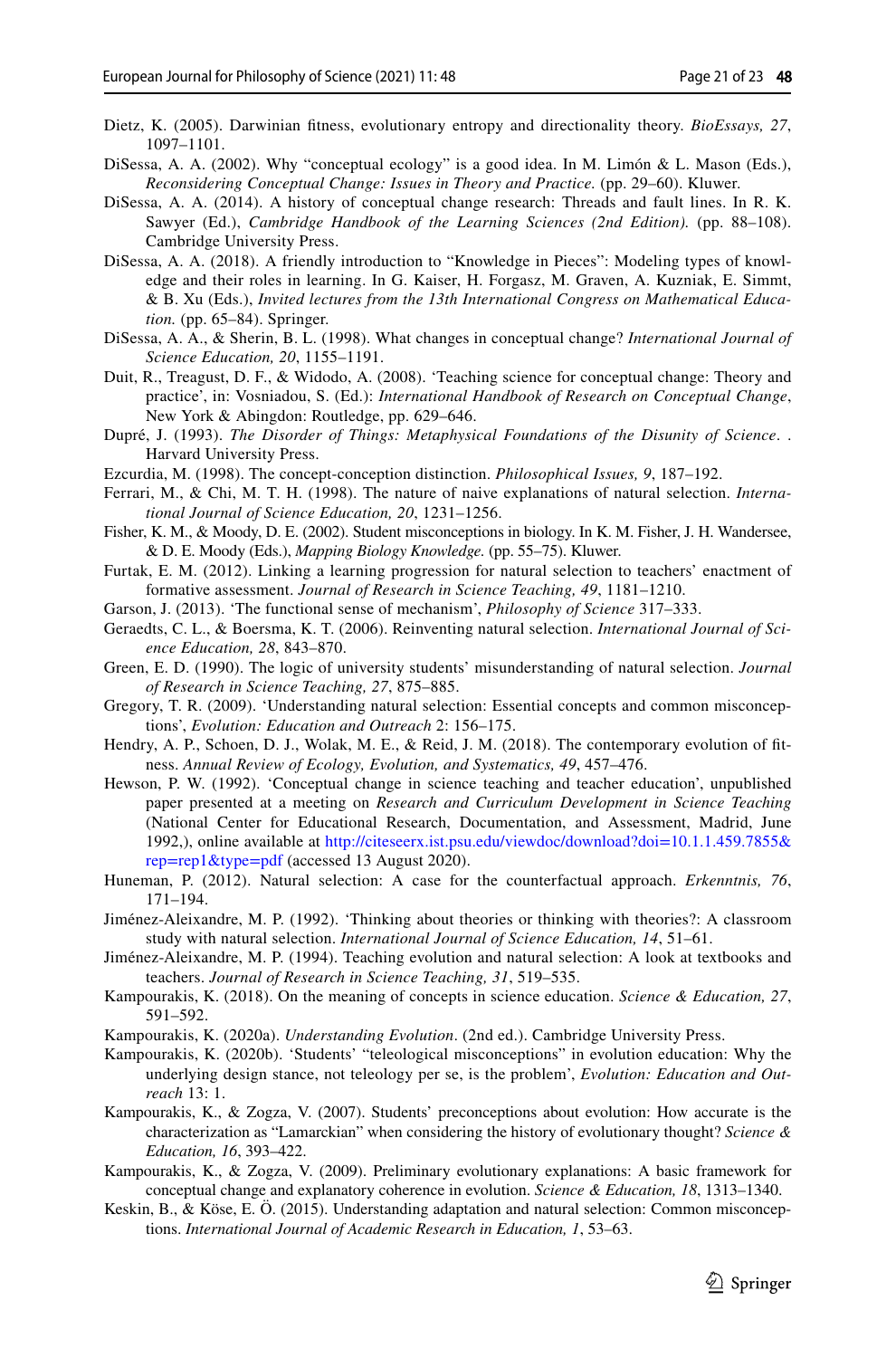Dietz, K. (2005). Darwinian fitness, evolutionary entropy and directionality theory. *BioEssays, 27*, 1097–1101.

DiSessa, A. A. (2002). Why "conceptual ecology" is a good idea. In M. Limón & L. Mason (Eds.), *Reconsidering Conceptual Change: Issues in Theory and Practice.* (pp. 29–60). Kluwer.

DiSessa, A. A. (2014). A history of conceptual change research: Threads and fault lines. In R. K. Sawyer (Ed.), *Cambridge Handbook of the Learning Sciences (2nd Edition).* (pp. 88–108). Cambridge University Press.

DiSessa, A. A. (2018). A friendly introduction to "Knowledge in Pieces": Modeling types of knowledge and their roles in learning. In G. Kaiser, H. Forgasz, M. Graven, A. Kuzniak, E. Simmt, & B. Xu (Eds.), *Invited lectures from the 13th International Congress on Mathematical Education.* (pp. 65–84). Springer.

DiSessa, A. A., & Sherin, B. L. (1998). What changes in conceptual change? *International Journal of Science Education, 20*, 1155–1191.

Duit, R., Treagust, D. F., & Widodo, A. (2008). 'Teaching science for conceptual change: Theory and practice', in: Vosniadou, S. (Ed.): *International Handbook of Research on Conceptual Change*, New York & Abingdon: Routledge, pp. 629–646.

Dupré, J. (1993). *The Disorder of Things: Metaphysical Foundations of the Disunity of Science*. . Harvard University Press.

Ezcurdia, M. (1998). The concept-conception distinction. *Philosophical Issues, 9*, 187–192.

Ferrari, M., & Chi, M. T. H. (1998). The nature of naive explanations of natural selection. *International Journal of Science Education, 20*, 1231–1256.

Fisher, K. M., & Moody, D. E. (2002). Student misconceptions in biology. In K. M. Fisher, J. H. Wandersee, & D. E. Moody (Eds.), *Mapping Biology Knowledge.* (pp. 55–75). Kluwer.

Furtak, E. M. (2012). Linking a learning progression for natural selection to teachers' enactment of formative assessment. *Journal of Research in Science Teaching, 49*, 1181–1210.

Garson, J. (2013). 'The functional sense of mechanism', *Philosophy of Science* 317–333.

Geraedts, C. L., & Boersma, K. T. (2006). Reinventing natural selection. *International Journal of Science Education, 28*, 843–870.

Green, E. D. (1990). The logic of university students' misunderstanding of natural selection. *Journal of Research in Science Teaching, 27*, 875–885.

Gregory, T. R. (2009). 'Understanding natural selection: Essential concepts and common misconceptions', *Evolution: Education and Outreach* 2: 156–175.

Hendry, A. P., Schoen, D. J., Wolak, M. E., & Reid, J. M. (2018). The contemporary evolution of fitness. *Annual Review of Ecology, Evolution, and Systematics, 49*, 457–476.

Hewson, P. W. (1992). 'Conceptual change in science teaching and teacher education', unpublished paper presented at a meeting on *Research and Curriculum Development in Science Teaching* (National Center for Educational Research, Documentation, and Assessment, Madrid, June 1992,), online available at http://citeseerx.ist.psu.edu/viewdoc/download?doi=10.1.1.459.7855&rep=rep1&type=pdf (accessed 13 August 2020).

Huneman, P. (2012). Natural selection: A case for the counterfactual approach. *Erkenntnis, 76*, 171–194.

Jiménez-Aleixandre, M. P. (1992). 'Thinking about theories or thinking with theories?: A classroom study with natural selection. *International Journal of Science Education, 14*, 51–61.

Jiménez-Aleixandre, M. P. (1994). Teaching evolution and natural selection: A look at textbooks and teachers. *Journal of Research in Science Teaching, 31*, 519–535.

Kampourakis, K. (2018). On the meaning of concepts in science education. *Science & Education, 27*, 591–592.

Kampourakis, K. (2020a). *Understanding Evolution*. (2nd ed.). Cambridge University Press.

Kampourakis, K. (2020b). 'Students' "teleological misconceptions" in evolution education: Why the underlying design stance, not teleology per se, is the problem', *Evolution: Education and Outreach* 13: 1.

Kampourakis, K., & Zogza, V. (2007). Students' preconceptions about evolution: How accurate is the characterization as "Lamarckian" when considering the history of evolutionary thought? *Science & Education, 16*, 393–422.

Kampourakis, K., & Zogza, V. (2009). Preliminary evolutionary explanations: A basic framework for conceptual change and explanatory coherence in evolution. *Science & Education, 18*, 1313–1340.

Keskin, B., & Köse, E. Ö. (2015). Understanding adaptation and natural selection: Common misconceptions. *International Journal of Academic Research in Education, 1*, 53–63.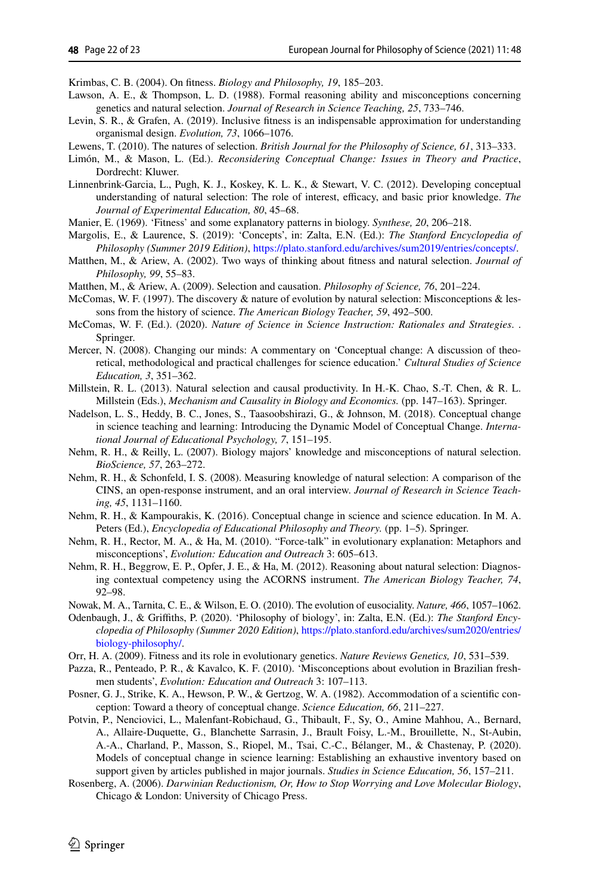Krimbas, C. B. (2004). On fitness. *Biology and Philosophy, 19*, 185–203.

Lawson, A. E., & Thompson, L. D. (1988). Formal reasoning ability and misconceptions concerning genetics and natural selection. *Journal of Research in Science Teaching, 25*, 733–746.

Levin, S. R., & Grafen, A. (2019). Inclusive fitness is an indispensable approximation for understanding organismal design. *Evolution, 73*, 1066–1076.

Lewens, T. (2010). The natures of selection. *British Journal for the Philosophy of Science, 61*, 313–333.

Limón, M., & Mason, L. (Ed.). *Reconsidering Conceptual Change: Issues in Theory and Practice*, Dordrecht: Kluwer.

Linnenbrink-Garcia, L., Pugh, K. J., Koskey, K. L. K., & Stewart, V. C. (2012). Developing conceptual understanding of natural selection: The role of interest, efficacy, and basic prior knowledge. *The Journal of Experimental Education, 80*, 45–68.

Manier, E. (1969). 'Fitness' and some explanatory patterns in biology. *Synthese, 20*, 206–218.

Margolis, E., & Laurence, S. (2019): 'Concepts', in: Zalta, E.N. (Ed.): *The Stanford Encyclopedia of Philosophy (Summer 2019 Edition)*, https://plato.stanford.edu/archives/sum2019/entries/concepts/.

Matthen, M., & Ariew, A. (2002). Two ways of thinking about fitness and natural selection. *Journal of Philosophy, 99*, 55–83.

Matthen, M., & Ariew, A. (2009). Selection and causation. *Philosophy of Science, 76*, 201–224.

McComas, W. F. (1997). The discovery & nature of evolution by natural selection: Misconceptions & lessons from the history of science. *The American Biology Teacher, 59*, 492–500.

McComas, W. F. (Ed.). (2020). *Nature of Science in Science Instruction: Rationales and Strategies*. . Springer.

Mercer, N. (2008). Changing our minds: A commentary on 'Conceptual change: A discussion of theoretical, methodological and practical challenges for science education.' *Cultural Studies of Science Education, 3*, 351–362.

Millstein, R. L. (2013). Natural selection and causal productivity. In H.-K. Chao, S.-T. Chen, & R. L. Millstein (Eds.), *Mechanism and Causality in Biology and Economics.* (pp. 147–163). Springer.

Nadelson, L. S., Heddy, B. C., Jones, S., Taasoobshirazi, G., & Johnson, M. (2018). Conceptual change in science teaching and learning: Introducing the Dynamic Model of Conceptual Change. *International Journal of Educational Psychology, 7*, 151–195.

Nehm, R. H., & Reilly, L. (2007). Biology majors' knowledge and misconceptions of natural selection. *BioScience, 57*, 263–272.

Nehm, R. H., & Schonfeld, I. S. (2008). Measuring knowledge of natural selection: A comparison of the CINS, an open-response instrument, and an oral interview. *Journal of Research in Science Teaching, 45*, 1131–1160.

Nehm, R. H., & Kampourakis, K. (2016). Conceptual change in science and science education. In M. A. Peters (Ed.), *Encyclopedia of Educational Philosophy and Theory.* (pp. 1–5). Springer.

Nehm, R. H., Rector, M. A., & Ha, M. (2010). "Force-talk" in evolutionary explanation: Metaphors and misconceptions', *Evolution: Education and Outreach* 3: 605–613.

Nehm, R. H., Beggrow, E. P., Opfer, J. E., & Ha, M. (2012). Reasoning about natural selection: Diagnosing contextual competency using the ACORNS instrument. *The American Biology Teacher, 74*, 92–98.

Nowak, M. A., Tarnita, C. E., & Wilson, E. O. (2010). The evolution of eusociality. *Nature, 466*, 1057–1062.

Odenbaugh, J., & Griffiths, P. (2020). 'Philosophy of biology', in: Zalta, E.N. (Ed.): *The Stanford Encyclopedia of Philosophy (Summer 2020 Edition)*, https://plato.stanford.edu/archives/sum2020/entries/biology-philosophy/.

Orr, H. A. (2009). Fitness and its role in evolutionary genetics. *Nature Reviews Genetics, 10*, 531–539.

Pazza, R., Penteado, P. R., & Kavalco, K. F. (2010). 'Misconceptions about evolution in Brazilian freshmen students', *Evolution: Education and Outreach* 3: 107–113.

Posner, G. J., Strike, K. A., Hewson, P. W., & Gertzog, W. A. (1982). Accommodation of a scientific conception: Toward a theory of conceptual change. *Science Education, 66*, 211–227.

Potvin, P., Nenciovici, L., Malenfant-Robichaud, G., Thibault, F., Sy, O., Amine Mahhou, A., Bernard, A., Allaire-Duquette, G., Blanchette Sarrasin, J., Brault Foisy, L.-M., Brouillette, N., St-Aubin, A.-A., Charland, P., Masson, S., Riopel, M., Tsai, C.-C., Bélanger, M., & Chastenay, P. (2020). Models of conceptual change in science learning: Establishing an exhaustive inventory based on support given by articles published in major journals. *Studies in Science Education, 56*, 157–211.

Rosenberg, A. (2006). *Darwinian Reductionism, Or, How to Stop Worrying and Love Molecular Biology*, Chicago & London: University of Chicago Press.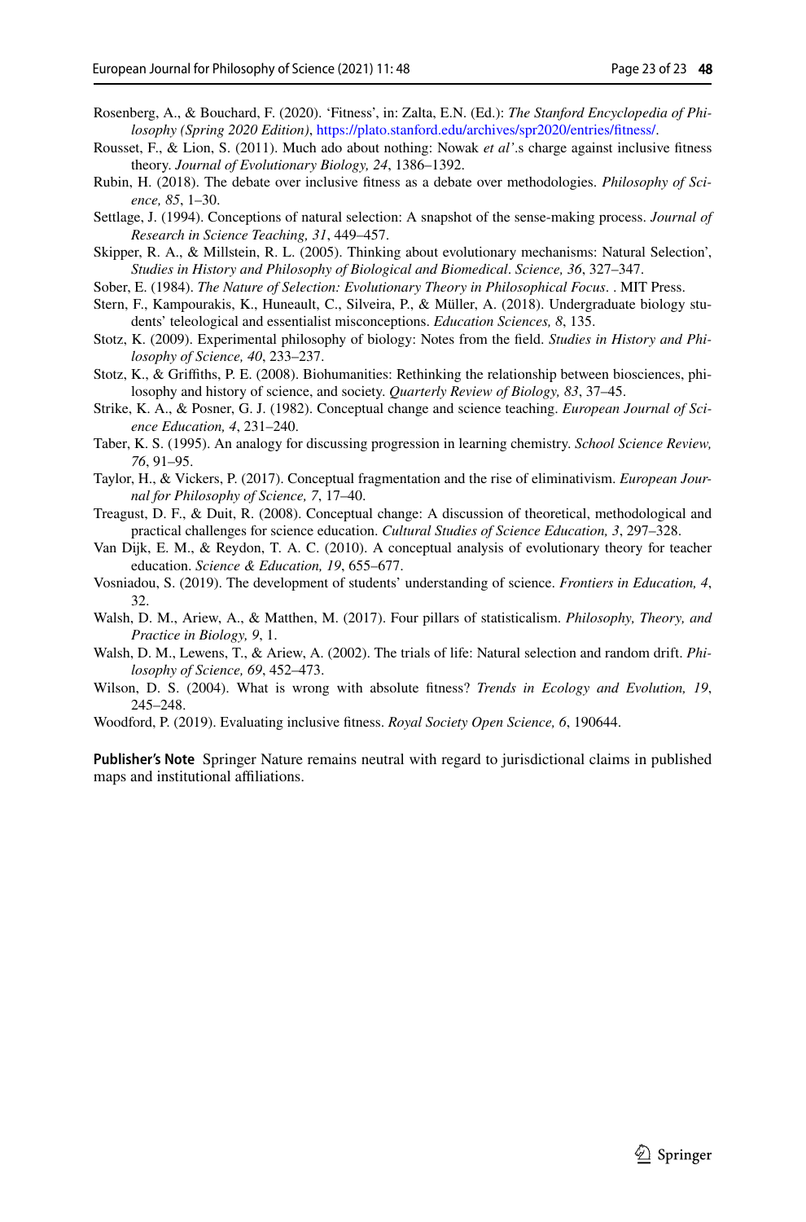Rosenberg, A., & Bouchard, F. (2020). 'Fitness', in: Zalta, E.N. (Ed.): *The Stanford Encyclopedia of Philosophy (Spring 2020 Edition)*, https://plato.stanford.edu/archives/spr2020/entries/fitness/.

Rousset, F., & Lion, S. (2011). Much ado about nothing: Nowak *et al'*.s charge against inclusive fitness theory. *Journal of Evolutionary Biology, 24*, 1386–1392.

Rubin, H. (2018). The debate over inclusive fitness as a debate over methodologies. *Philosophy of Science, 85*, 1–30.

Settlage, J. (1994). Conceptions of natural selection: A snapshot of the sense-making process. *Journal of Research in Science Teaching, 31*, 449–457.

Skipper, R. A., & Millstein, R. L. (2005). Thinking about evolutionary mechanisms: Natural Selection', *Studies in History and Philosophy of Biological and Biomedical*. *Science, 36*, 327–347.

Sober, E. (1984). *The Nature of Selection: Evolutionary Theory in Philosophical Focus*. . MIT Press.

Stern, F., Kampourakis, K., Huneault, C., Silveira, P., & Müller, A. (2018). Undergraduate biology students' teleological and essentialist misconceptions. *Education Sciences, 8*, 135.

Stotz, K. (2009). Experimental philosophy of biology: Notes from the field. *Studies in History and Philosophy of Science, 40*, 233–237.

Stotz, K., & Griffiths, P. E. (2008). Biohumanities: Rethinking the relationship between biosciences, philosophy and history of science, and society. *Quarterly Review of Biology, 83*, 37–45.

Strike, K. A., & Posner, G. J. (1982). Conceptual change and science teaching. *European Journal of Science Education, 4*, 231–240.

Taber, K. S. (1995). An analogy for discussing progression in learning chemistry. *School Science Review, 76*, 91–95.

Taylor, H., & Vickers, P. (2017). Conceptual fragmentation and the rise of eliminativism. *European Journal for Philosophy of Science, 7*, 17–40.

Treagust, D. F., & Duit, R. (2008). Conceptual change: A discussion of theoretical, methodological and practical challenges for science education. *Cultural Studies of Science Education, 3*, 297–328.

Van Dijk, E. M., & Reydon, T. A. C. (2010). A conceptual analysis of evolutionary theory for teacher education. *Science & Education, 19*, 655–677.

Vosniadou, S. (2019). The development of students' understanding of science. *Frontiers in Education, 4*, 32.

Walsh, D. M., Ariew, A., & Matthen, M. (2017). Four pillars of statisticalism. *Philosophy, Theory, and Practice in Biology, 9*, 1.

Walsh, D. M., Lewens, T., & Ariew, A. (2002). The trials of life: Natural selection and random drift. *Philosophy of Science, 69*, 452–473.

Wilson, D. S. (2004). What is wrong with absolute fitness? *Trends in Ecology and Evolution, 19*, 245–248.

Woodford, P. (2019). Evaluating inclusive fitness. *Royal Society Open Science, 6*, 190644.

**Publisher's Note** Springer Nature remains neutral with regard to jurisdictional claims in published maps and institutional affiliations.